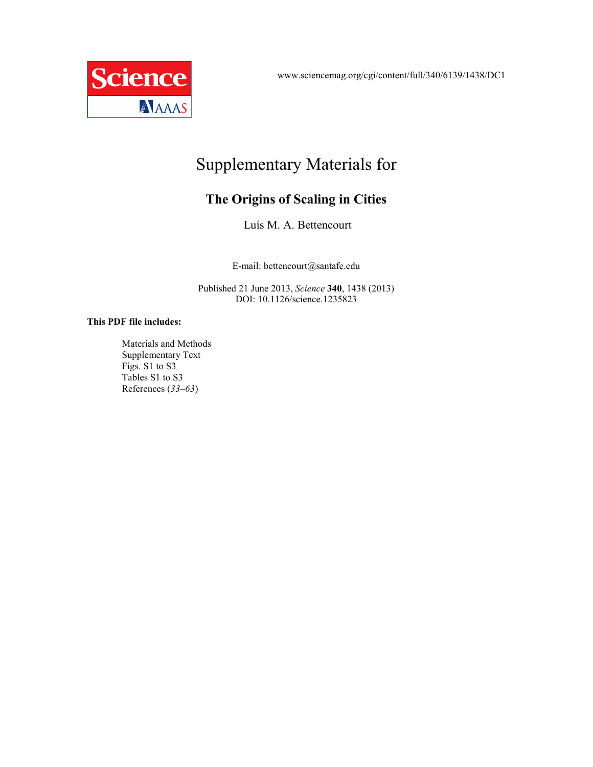Science AAAS

www.sciencemag.org/cgi/content/full/340/6139/1438/DC1

# Supplementary Materials for

## The Origins of Scaling in Cities

Luís M. A. Bettencourt

E-mail: bettencourt@santafe.edu

Published 21 June 2013, *Science* **340**, 1438 (2013)
DOI: 10.1126/science.1235823

**This PDF file includes:**

- Materials and Methods
- Supplementary Text
- Figs. S1 to S3
- Tables S1 to S3
- References (*33*–*63*)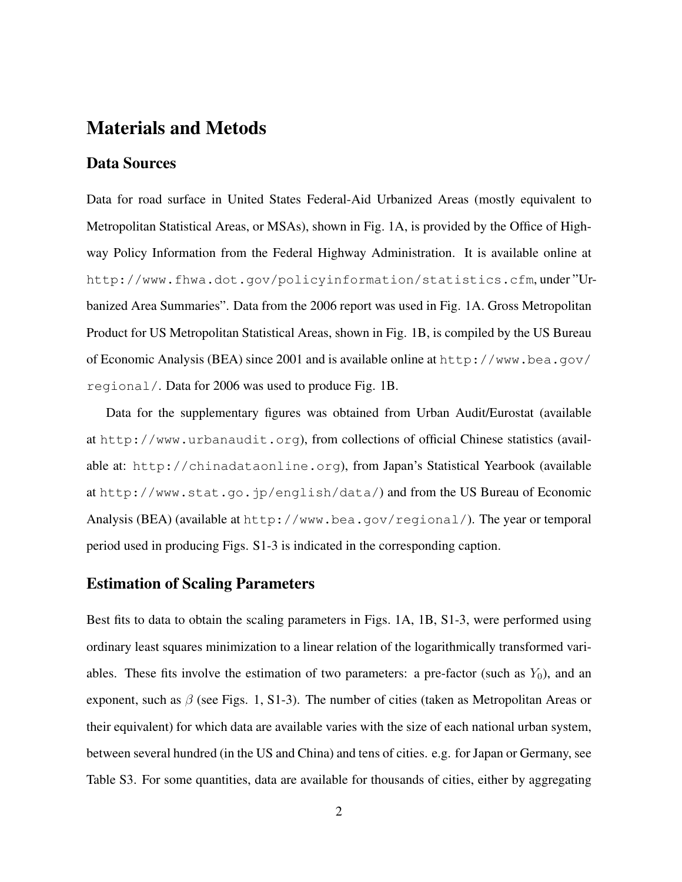# Materials and Metods

## Data Sources

Data for road surface in United States Federal-Aid Urbanized Areas (mostly equivalent to Metropolitan Statistical Areas, or MSAs), shown in Fig. 1A, is provided by the Office of Highway Policy Information from the Federal Highway Administration. It is available online at http://www.fhwa.dot.gov/policyinformation/statistics.cfm, under "Urbanized Area Summaries". Data from the 2006 report was used in Fig. 1A. Gross Metropolitan Product for US Metropolitan Statistical Areas, shown in Fig. 1B, is compiled by the US Bureau of Economic Analysis (BEA) since 2001 and is available online at http://www.bea.gov/regional/. Data for 2006 was used to produce Fig. 1B.

Data for the supplementary figures was obtained from Urban Audit/Eurostat (available at http://www.urbanaudit.org), from collections of official Chinese statistics (available at: http://chinadataonline.org), from Japan's Statistical Yearbook (available at http://www.stat.go.jp/english/data/) and from the US Bureau of Economic Analysis (BEA) (available at http://www.bea.gov/regional/). The year or temporal period used in producing Figs. S1-3 is indicated in the corresponding caption.

## Estimation of Scaling Parameters

Best fits to data to obtain the scaling parameters in Figs. 1A, 1B, S1-3, were performed using ordinary least squares minimization to a linear relation of the logarithmically transformed variables. These fits involve the estimation of two parameters: a pre-factor (such as $Y_0$), and an exponent, such as $\beta$ (see Figs. 1, S1-3). The number of cities (taken as Metropolitan Areas or their equivalent) for which data are available varies with the size of each national urban system, between several hundred (in the US and China) and tens of cities. e.g. for Japan or Germany, see Table S3. For some quantities, data are available for thousands of cities, either by aggregating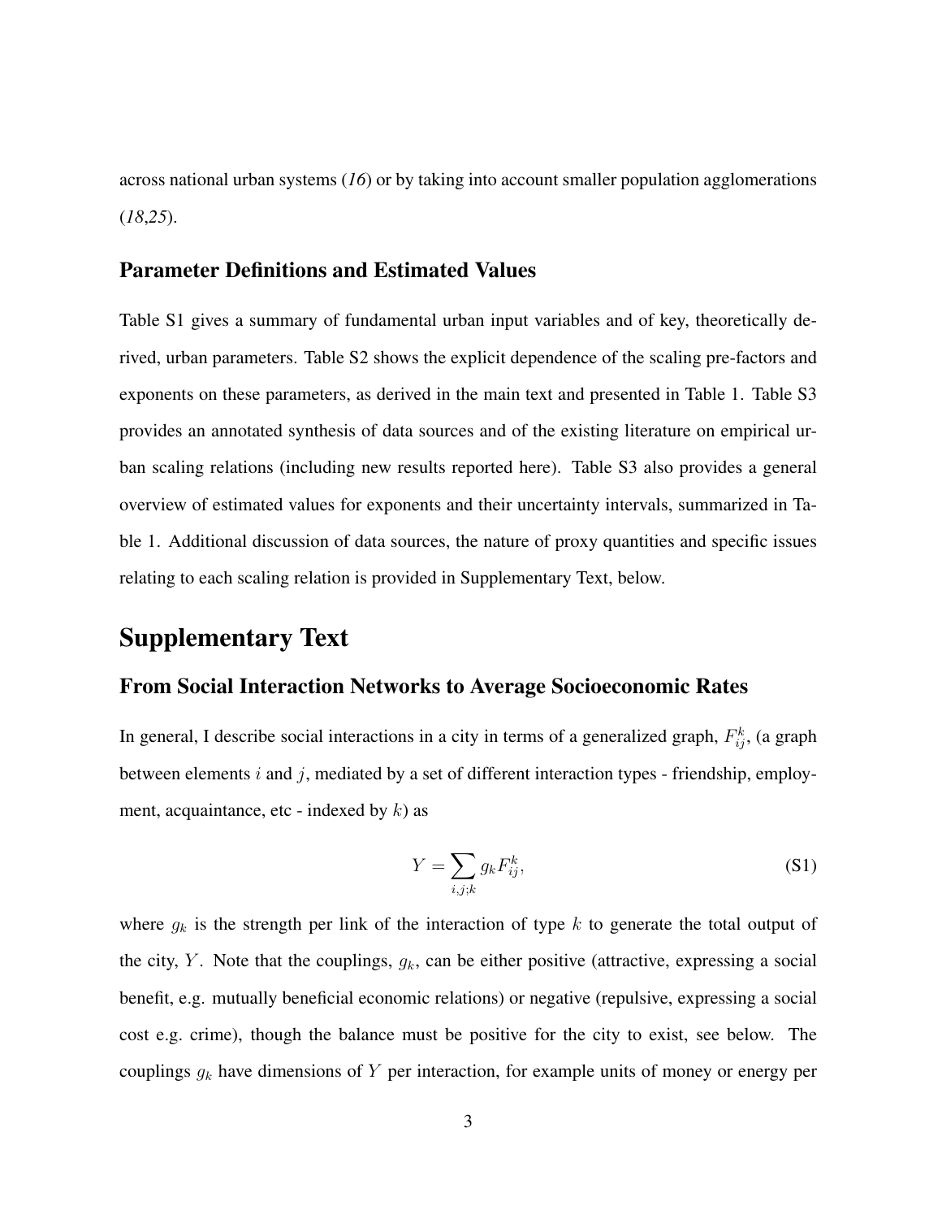across national urban systems (*16*) or by taking into account smaller population agglomerations (*18*,*25*).

### Parameter Definitions and Estimated Values

Table S1 gives a summary of fundamental urban input variables and of key, theoretically derived, urban parameters. Table S2 shows the explicit dependence of the scaling pre-factors and exponents on these parameters, as derived in the main text and presented in Table 1. Table S3 provides an annotated synthesis of data sources and of the existing literature on empirical urban scaling relations (including new results reported here). Table S3 also provides a general overview of estimated values for exponents and their uncertainty intervals, summarized in Table 1. Additional discussion of data sources, the nature of proxy quantities and specific issues relating to each scaling relation is provided in Supplementary Text, below.

## Supplementary Text

### From Social Interaction Networks to Average Socioeconomic Rates

In general, I describe social interactions in a city in terms of a generalized graph, $F_{ij}^k$, (a graph between elements $i$ and $j$, mediated by a set of different interaction types - friendship, employment, acquaintance, etc - indexed by $k$) as

$$Y = \sum_{i,j;k} g_k F_{ij}^k, \tag{S1}$$

where $g_k$ is the strength per link of the interaction of type $k$ to generate the total output of the city, $Y$. Note that the couplings, $g_k$, can be either positive (attractive, expressing a social benefit, e.g. mutually beneficial economic relations) or negative (repulsive, expressing a social cost e.g. crime), though the balance must be positive for the city to exist, see below. The couplings $g_k$ have dimensions of $Y$ per interaction, for example units of money or energy per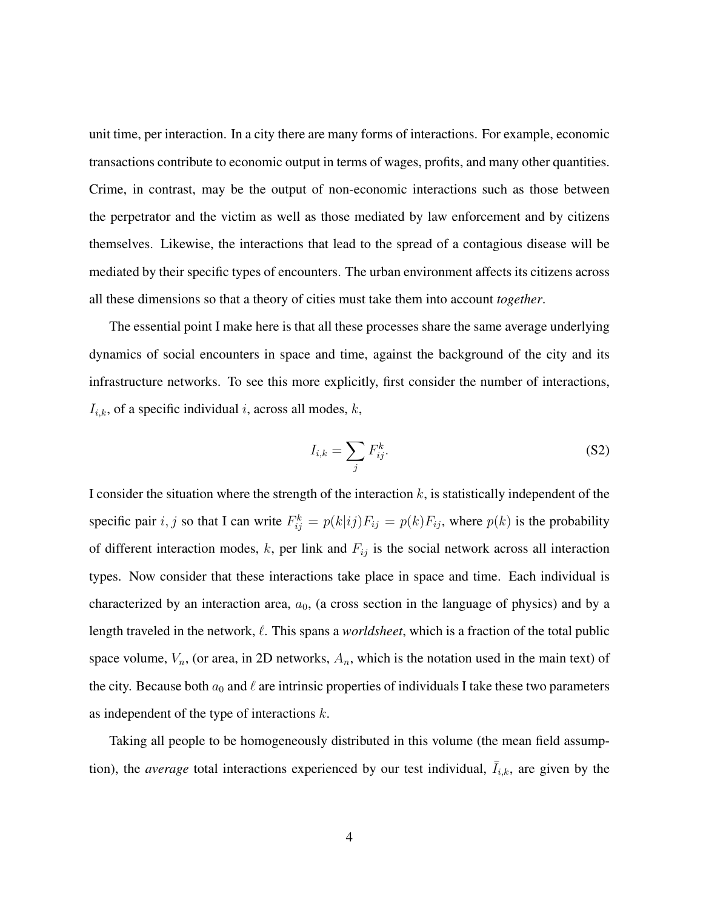unit time, per interaction. In a city there are many forms of interactions. For example, economic transactions contribute to economic output in terms of wages, profits, and many other quantities. Crime, in contrast, may be the output of non-economic interactions such as those between the perpetrator and the victim as well as those mediated by law enforcement and by citizens themselves. Likewise, the interactions that lead to the spread of a contagious disease will be mediated by their specific types of encounters. The urban environment affects its citizens across all these dimensions so that a theory of cities must take them into account *together*.

The essential point I make here is that all these processes share the same average underlying dynamics of social encounters in space and time, against the background of the city and its infrastructure networks. To see this more explicitly, first consider the number of interactions, $I_{i,k}$, of a specific individual $i$, across all modes, $k$,

$$I_{i,k} = \sum_{j} F_{ij}^{k}. \tag{S2}$$

I consider the situation where the strength of the interaction $k$, is statistically independent of the specific pair $i, j$ so that I can write $F_{ij}^{k} = p(k|ij)F_{ij} = p(k)F_{ij}$, where $p(k)$ is the probability of different interaction modes, $k$, per link and $F_{ij}$ is the social network across all interaction types. Now consider that these interactions take place in space and time. Each individual is characterized by an interaction area, $a_0$, (a cross section in the language of physics) and by a length traveled in the network, $\ell$. This spans a *worldsheet*, which is a fraction of the total public space volume, $V_n$, (or area, in 2D networks, $A_n$, which is the notation used in the main text) of the city. Because both $a_0$ and $\ell$ are intrinsic properties of individuals I take these two parameters as independent of the type of interactions $k$.

Taking all people to be homogeneously distributed in this volume (the mean field assumption), the *average* total interactions experienced by our test individual, $\bar{I}_{i,k}$, are given by the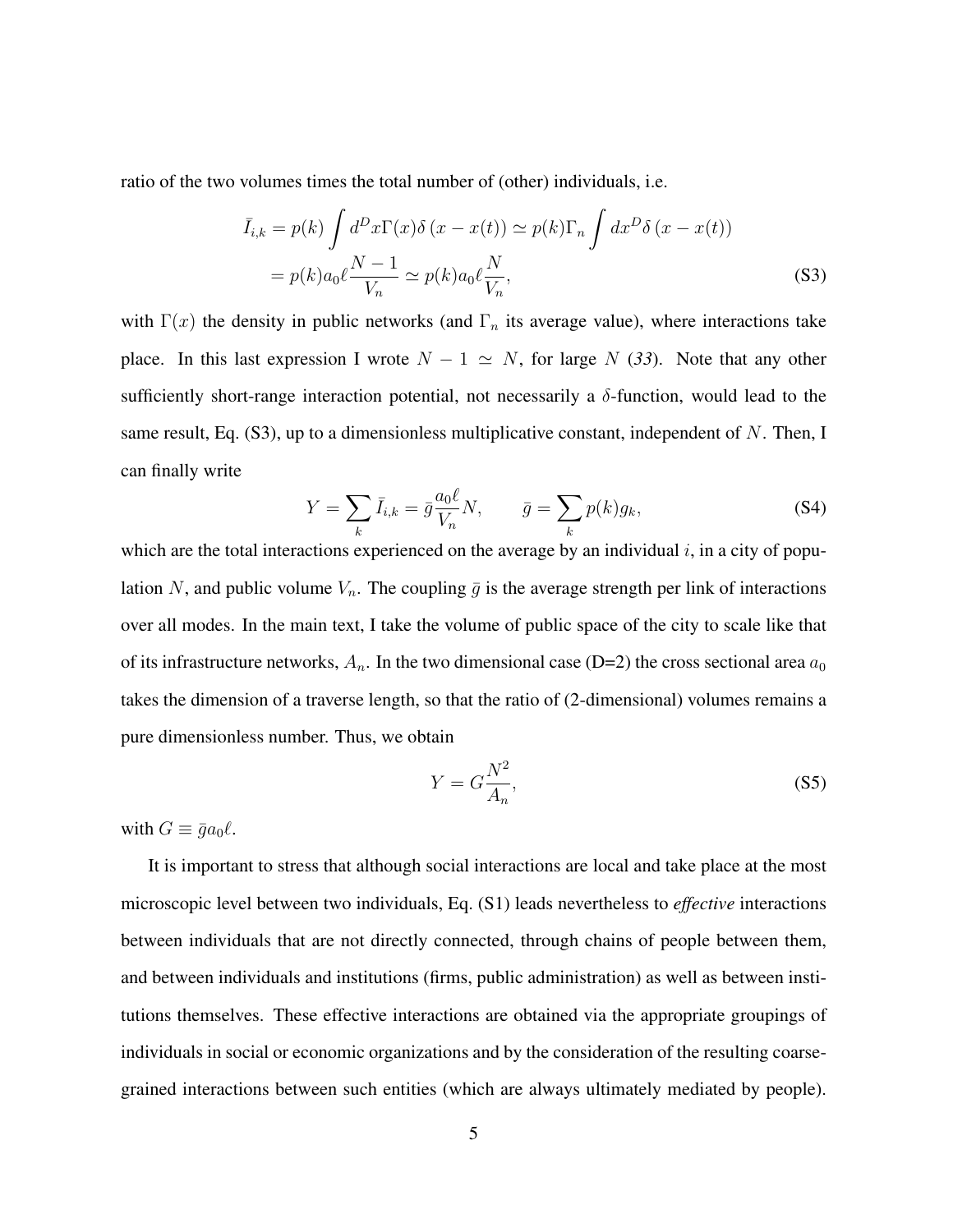ratio of the two volumes times the total number of (other) individuals, i.e.

$$
\begin{aligned}
\bar{I}_{i,k} &= p(k) \int d^D x \Gamma(x) \delta\left(x - x(t)\right) \simeq p(k) \Gamma_n \int dx^D \delta\left(x - x(t)\right) \\
&= p(k) a_0 \ell \frac{N-1}{V_n} \simeq p(k) a_0 \ell \frac{N}{V_n},
\end{aligned}
\tag{S3}
$$

with $\Gamma(x)$ the density in public networks (and $\Gamma_n$ its average value), where interactions take place. In this last expression I wrote $N - 1 \simeq N$, for large $N$ (*33*). Note that any other sufficiently short-range interaction potential, not necessarily a $\delta$-function, would lead to the same result, Eq. (S3), up to a dimensionless multiplicative constant, independent of $N$. Then, I can finally write

$$
Y = \sum_k \bar{I}_{i,k} = \bar{g} \frac{a_0 \ell}{V_n} N, \qquad \bar{g} = \sum_k p(k) g_k, \tag{S4}
$$

which are the total interactions experienced on the average by an individual $i$, in a city of population $N$, and public volume $V_n$. The coupling $\bar{g}$ is the average strength per link of interactions over all modes. In the main text, I take the volume of public space of the city to scale like that of its infrastructure networks, $A_n$. In the two dimensional case (D=2) the cross sectional area $a_0$ takes the dimension of a traverse length, so that the ratio of (2-dimensional) volumes remains a pure dimensionless number. Thus, we obtain

$$
Y = G \frac{N^2}{A_n}, \tag{S5}
$$

with $G \equiv \bar{g} a_0 \ell$.

It is important to stress that although social interactions are local and take place at the most microscopic level between two individuals, Eq. (S1) leads nevertheless to *effective* interactions between individuals that are not directly connected, through chains of people between them, and between individuals and institutions (firms, public administration) as well as between institutions themselves. These effective interactions are obtained via the appropriate groupings of individuals in social or economic organizations and by the consideration of the resulting coarse-grained interactions between such entities (which are always ultimately mediated by people).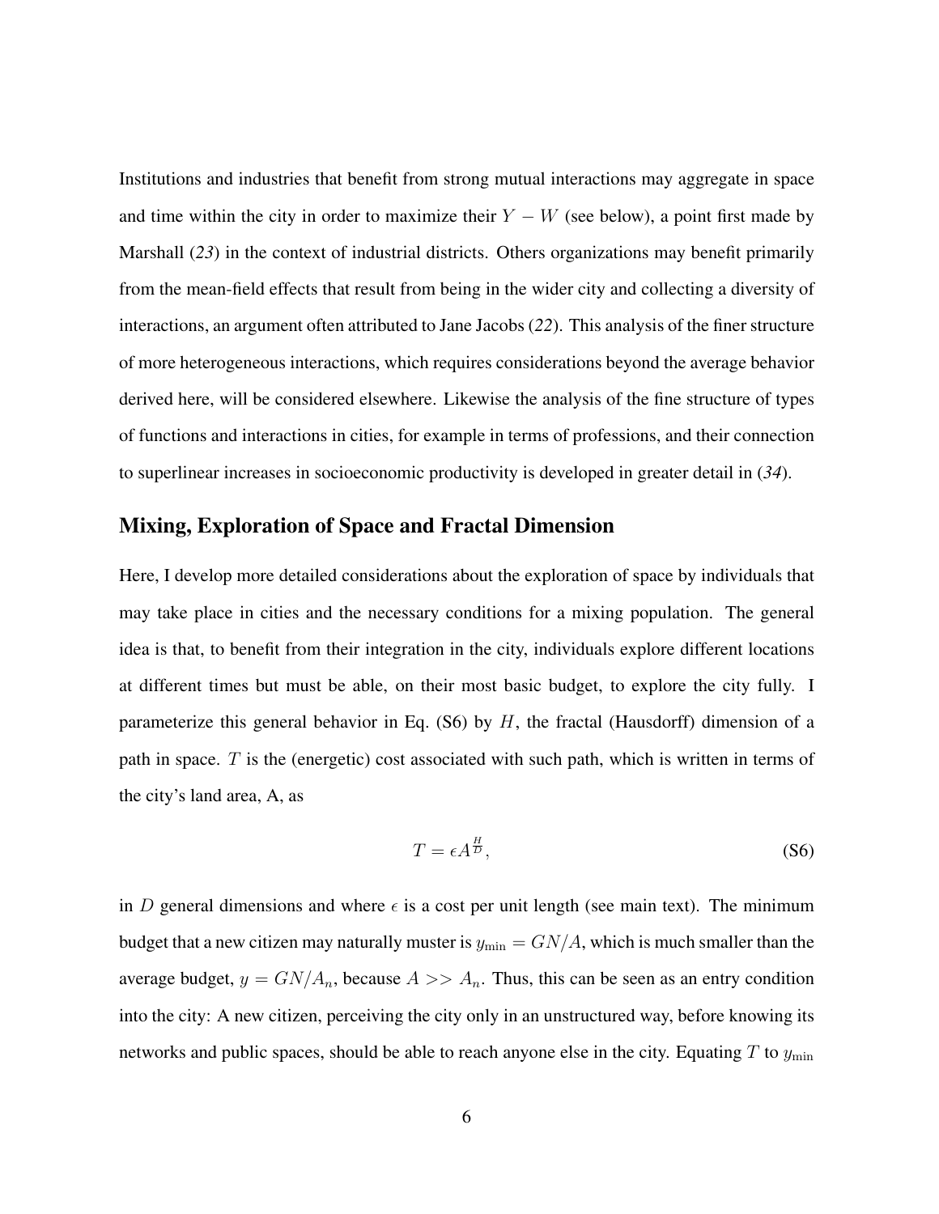Institutions and industries that benefit from strong mutual interactions may aggregate in space and time within the city in order to maximize their $Y - W$ (see below), a point first made by Marshall (*23*) in the context of industrial districts. Others organizations may benefit primarily from the mean-field effects that result from being in the wider city and collecting a diversity of interactions, an argument often attributed to Jane Jacobs (*22*). This analysis of the finer structure of more heterogeneous interactions, which requires considerations beyond the average behavior derived here, will be considered elsewhere. Likewise the analysis of the fine structure of types of functions and interactions in cities, for example in terms of professions, and their connection to superlinear increases in socioeconomic productivity is developed in greater detail in (*34*).

## Mixing, Exploration of Space and Fractal Dimension

Here, I develop more detailed considerations about the exploration of space by individuals that may take place in cities and the necessary conditions for a mixing population. The general idea is that, to benefit from their integration in the city, individuals explore different locations at different times but must be able, on their most basic budget, to explore the city fully. I parameterize this general behavior in Eq. (S6) by $H$, the fractal (Hausdorff) dimension of a path in space. $T$ is the (energetic) cost associated with such path, which is written in terms of the city's land area, A, as

$$T = \epsilon A^{\frac{H}{D}}, \tag{S6}$$

in $D$ general dimensions and where $\epsilon$ is a cost per unit length (see main text). The minimum budget that a new citizen may naturally muster is $y_{\min} = GN/A$, which is much smaller than the average budget, $y = GN/A_n$, because $A >> A_n$. Thus, this can be seen as an entry condition into the city: A new citizen, perceiving the city only in an unstructured way, before knowing its networks and public spaces, should be able to reach anyone else in the city. Equating $T$ to $y_{\min}$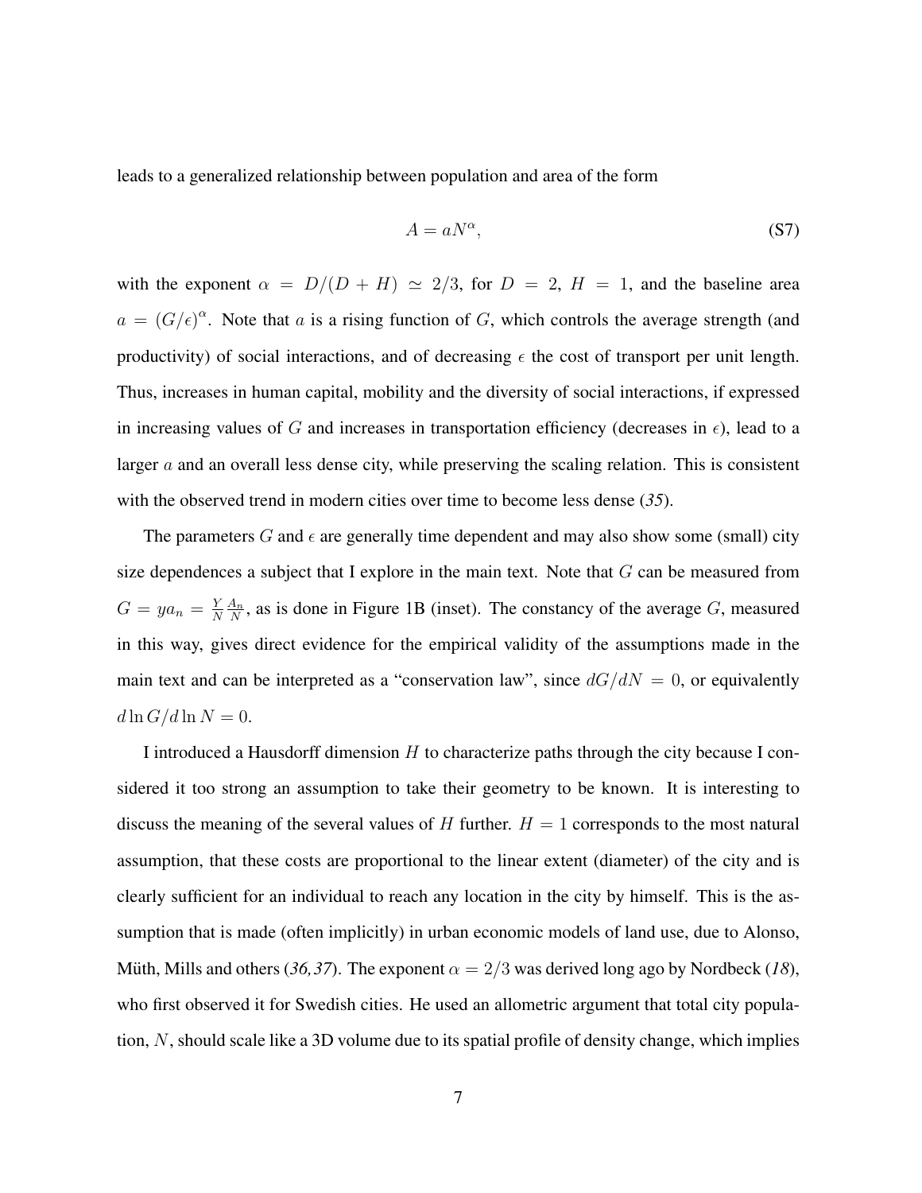leads to a generalized relationship between population and area of the form

$$A = aN^{\alpha}, \tag{S7}$$

with the exponent $\alpha = D/(D+H) \simeq 2/3$, for $D = 2$, $H = 1$, and the baseline area $a = (G/\epsilon)^{\alpha}$. Note that $a$ is a rising function of $G$, which controls the average strength (and productivity) of social interactions, and of decreasing $\epsilon$ the cost of transport per unit length. Thus, increases in human capital, mobility and the diversity of social interactions, if expressed in increasing values of $G$ and increases in transportation efficiency (decreases in $\epsilon$), lead to a larger $a$ and an overall less dense city, while preserving the scaling relation. This is consistent with the observed trend in modern cities over time to become less dense (*35*).

The parameters $G$ and $\epsilon$ are generally time dependent and may also show some (small) city size dependences a subject that I explore in the main text. Note that $G$ can be measured from $G = ya_n = \frac{Y}{N}\frac{A_n}{N}$, as is done in Figure 1B (inset). The constancy of the average $G$, measured in this way, gives direct evidence for the empirical validity of the assumptions made in the main text and can be interpreted as a "conservation law", since $dG/dN = 0$, or equivalently $d \ln G / d \ln N = 0$.

I introduced a Hausdorff dimension $H$ to characterize paths through the city because I considered it too strong an assumption to take their geometry to be known. It is interesting to discuss the meaning of the several values of $H$ further. $H = 1$ corresponds to the most natural assumption, that these costs are proportional to the linear extent (diameter) of the city and is clearly sufficient for an individual to reach any location in the city by himself. This is the assumption that is made (often implicitly) in urban economic models of land use, due to Alonso, Müth, Mills and others (*36,37*). The exponent $\alpha = 2/3$ was derived long ago by Nordbeck (*18*), who first observed it for Swedish cities. He used an allometric argument that total city population, $N$, should scale like a 3D volume due to its spatial profile of density change, which implies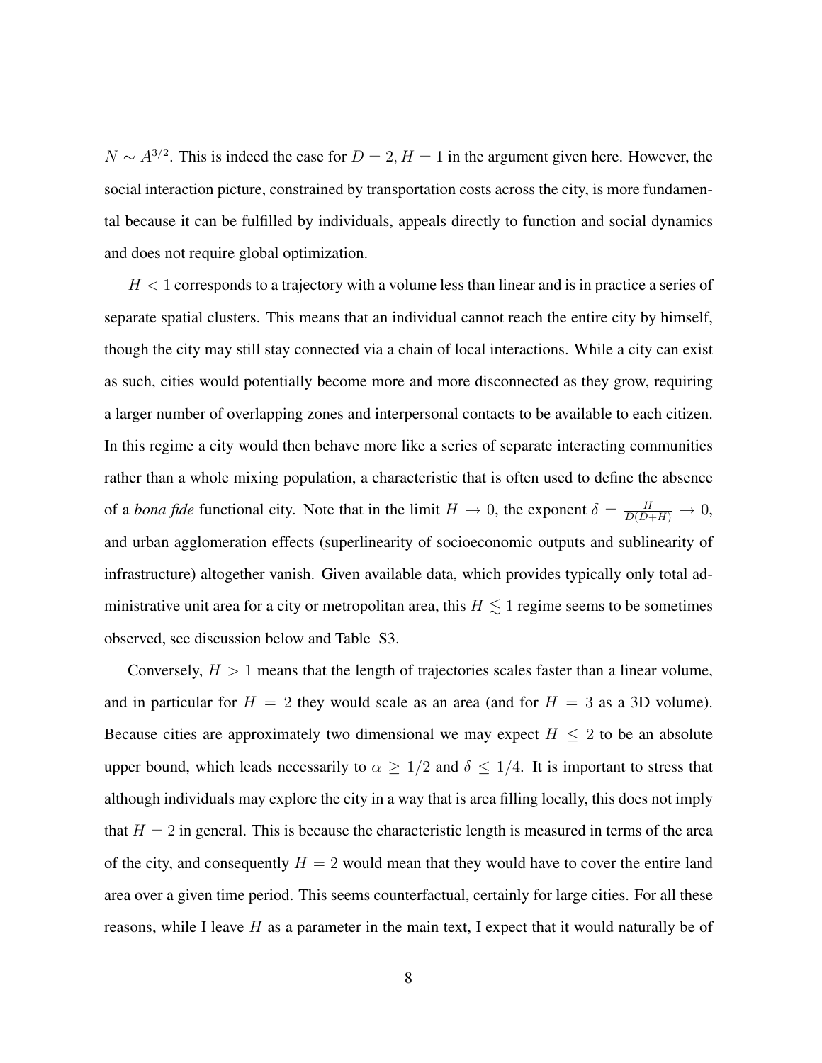$N \sim A^{3/2}$. This is indeed the case for $D = 2, H = 1$ in the argument given here. However, the social interaction picture, constrained by transportation costs across the city, is more fundamental because it can be fulfilled by individuals, appeals directly to function and social dynamics and does not require global optimization.

$H < 1$ corresponds to a trajectory with a volume less than linear and is in practice a series of separate spatial clusters. This means that an individual cannot reach the entire city by himself, though the city may still stay connected via a chain of local interactions. While a city can exist as such, cities would potentially become more and more disconnected as they grow, requiring a larger number of overlapping zones and interpersonal contacts to be available to each citizen. In this regime a city would then behave more like a series of separate interacting communities rather than a whole mixing population, a characteristic that is often used to define the absence of a *bona fide* functional city. Note that in the limit $H \to 0$, the exponent $\delta = \frac{H}{D(D+H)} \to 0$, and urban agglomeration effects (superlinearity of socioeconomic outputs and sublinearity of infrastructure) altogether vanish. Given available data, which provides typically only total administrative unit area for a city or metropolitan area, this $H \lesssim 1$ regime seems to be sometimes observed, see discussion below and Table S3.

Conversely, $H > 1$ means that the length of trajectories scales faster than a linear volume, and in particular for $H = 2$ they would scale as an area (and for $H = 3$ as a 3D volume). Because cities are approximately two dimensional we may expect $H \leq 2$ to be an absolute upper bound, which leads necessarily to $\alpha \geq 1/2$ and $\delta \leq 1/4$. It is important to stress that although individuals may explore the city in a way that is area filling locally, this does not imply that $H = 2$ in general. This is because the characteristic length is measured in terms of the area of the city, and consequently $H = 2$ would mean that they would have to cover the entire land area over a given time period. This seems counterfactual, certainly for large cities. For all these reasons, while I leave $H$ as a parameter in the main text, I expect that it would naturally be of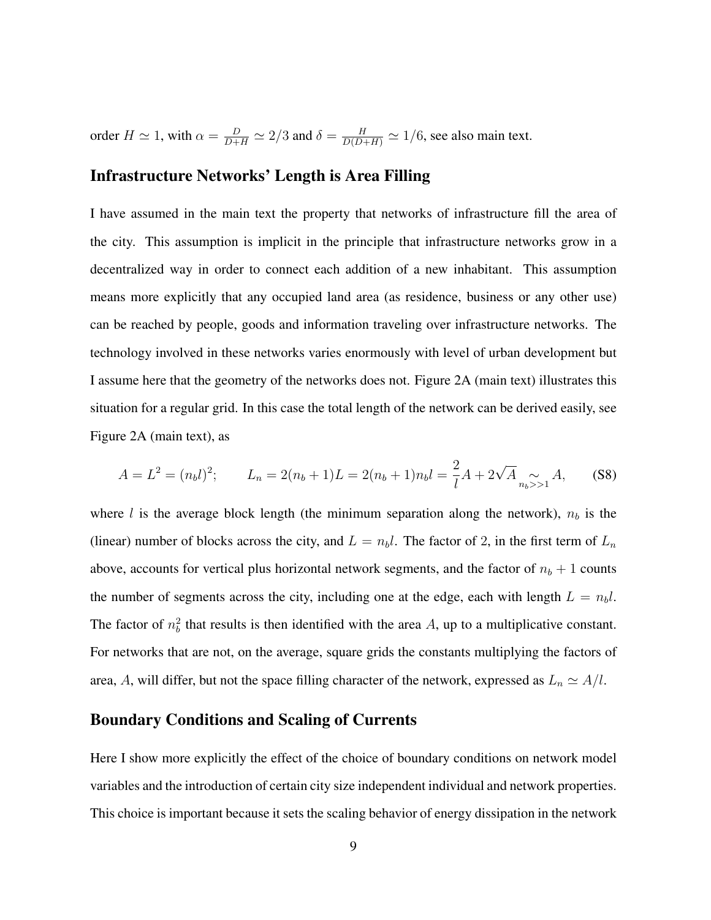order $H \simeq 1$, with $\alpha = \frac{D}{D+H} \simeq 2/3$ and $\delta = \frac{H}{D(D+H)} \simeq 1/6$, see also main text.

## Infrastructure Networks' Length is Area Filling

I have assumed in the main text the property that networks of infrastructure fill the area of the city. This assumption is implicit in the principle that infrastructure networks grow in a decentralized way in order to connect each addition of a new inhabitant. This assumption means more explicitly that any occupied land area (as residence, business or any other use) can be reached by people, goods and information traveling over infrastructure networks. The technology involved in these networks varies enormously with level of urban development but I assume here that the geometry of the networks does not. Figure 2A (main text) illustrates this situation for a regular grid. In this case the total length of the network can be derived easily, see Figure 2A (main text), as

$$A = L^2 = (n_b l)^2; \qquad L_n = 2(n_b+1)L = 2(n_b+1)n_b l = \frac{2}{l}A + 2\sqrt{A} \underset{n_b >> 1}{\sim} A, \tag{S8}$$

where $l$ is the average block length (the minimum separation along the network), $n_b$ is the (linear) number of blocks across the city, and $L = n_b l$. The factor of 2, in the first term of $L_n$ above, accounts for vertical plus horizontal network segments, and the factor of $n_b + 1$ counts the number of segments across the city, including one at the edge, each with length $L = n_b l$. The factor of $n_b^2$ that results is then identified with the area $A$, up to a multiplicative constant. For networks that are not, on the average, square grids the constants multiplying the factors of area, $A$, will differ, but not the space filling character of the network, expressed as $L_n \simeq A/l$.

## Boundary Conditions and Scaling of Currents

Here I show more explicitly the effect of the choice of boundary conditions on network model variables and the introduction of certain city size independent individual and network properties. This choice is important because it sets the scaling behavior of energy dissipation in the network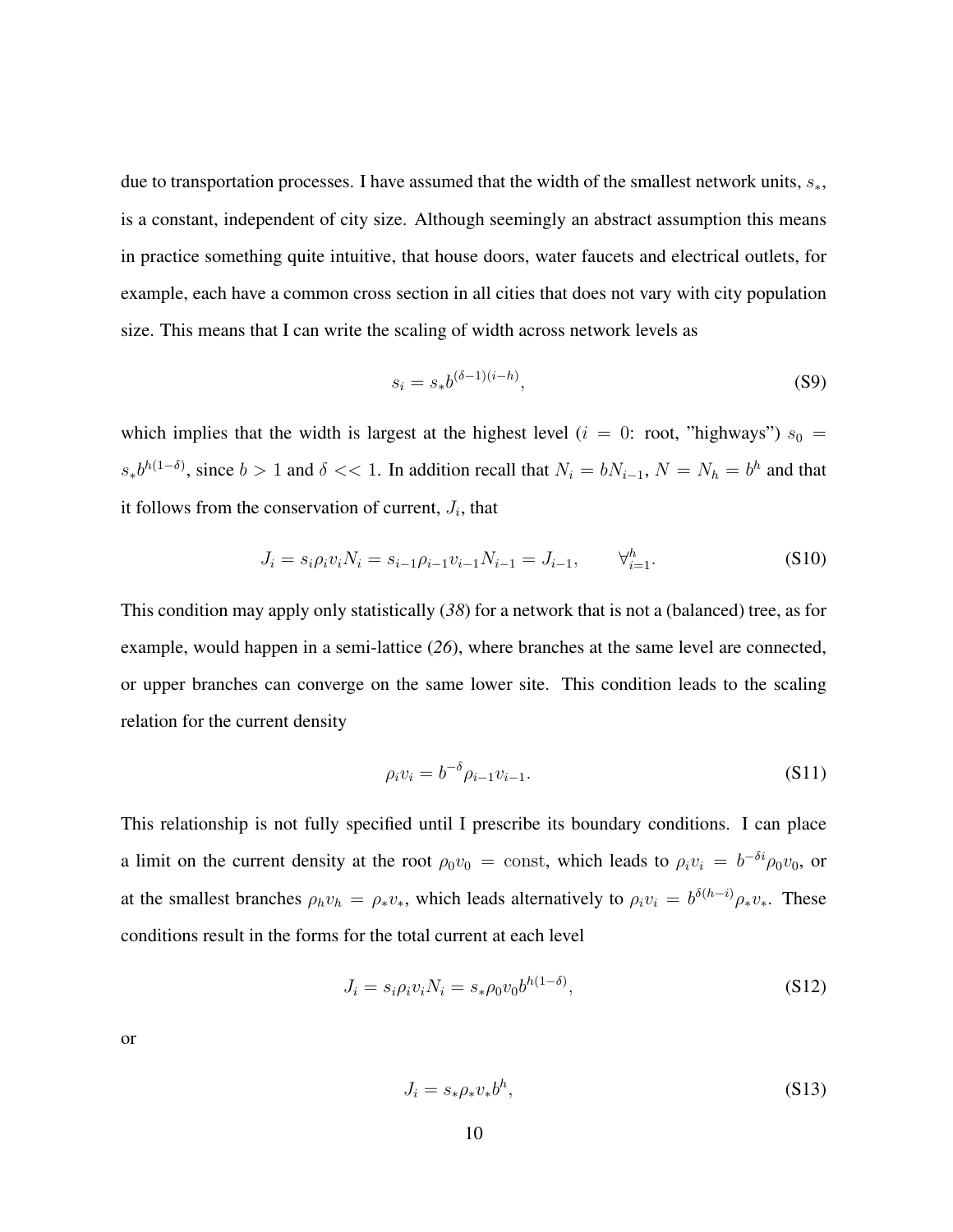due to transportation processes. I have assumed that the width of the smallest network units, $s_*$, is a constant, independent of city size. Although seemingly an abstract assumption this means in practice something quite intuitive, that house doors, water faucets and electrical outlets, for example, each have a common cross section in all cities that does not vary with city population size. This means that I can write the scaling of width across network levels as

$$s_i = s_* b^{(\delta-1)(i-h)}, \tag{S9}$$

which implies that the width is largest at the highest level ($i = 0$: root, "highways") $s_0 = s_* b^{h(1-\delta)}$, since $b > 1$ and $\delta << 1$. In addition recall that $N_i = bN_{i-1}$, $N = N_h = b^h$ and that it follows from the conservation of current, $J_i$, that

$$J_i = s_i \rho_i v_i N_i = s_{i-1} \rho_{i-1} v_{i-1} N_{i-1} = J_{i-1}, \qquad \forall_{i=1}^{h}. \tag{S10}$$

This condition may apply only statistically (*38*) for a network that is not a (balanced) tree, as for example, would happen in a semi-lattice (*26*), where branches at the same level are connected, or upper branches can converge on the same lower site. This condition leads to the scaling relation for the current density

$$\rho_i v_i = b^{-\delta} \rho_{i-1} v_{i-1}. \tag{S11}$$

This relationship is not fully specified until I prescribe its boundary conditions. I can place a limit on the current density at the root $\rho_0 v_0 = \text{const}$, which leads to $\rho_i v_i = b^{-\delta i} \rho_0 v_0$, or at the smallest branches $\rho_h v_h = \rho_* v_*$, which leads alternatively to $\rho_i v_i = b^{\delta(h-i)} \rho_* v_*$. These conditions result in the forms for the total current at each level

$$J_i = s_i \rho_i v_i N_i = s_* \rho_0 v_0 b^{h(1-\delta)}, \tag{S12}$$

or

$$J_i = s_* \rho_* v_* b^h, \tag{S13}$$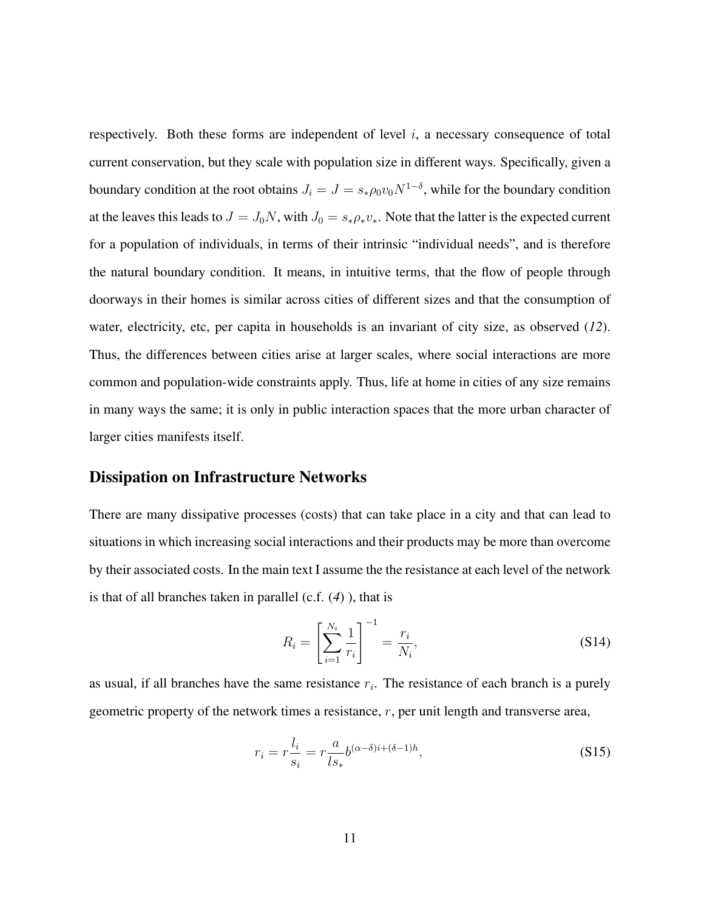respectively. Both these forms are independent of level $i$, a necessary consequence of total current conservation, but they scale with population size in different ways. Specifically, given a boundary condition at the root obtains $J_i = J = s_* \rho_0 v_0 N^{1-\delta}$, while for the boundary condition at the leaves this leads to $J = J_0 N$, with $J_0 = s_* \rho_* v_*$. Note that the latter is the expected current for a population of individuals, in terms of their intrinsic "individual needs", and is therefore the natural boundary condition. It means, in intuitive terms, that the flow of people through doorways in their homes is similar across cities of different sizes and that the consumption of water, electricity, etc, per capita in households is an invariant of city size, as observed (*12*). Thus, the differences between cities arise at larger scales, where social interactions are more common and population-wide constraints apply. Thus, life at home in cities of any size remains in many ways the same; it is only in public interaction spaces that the more urban character of larger cities manifests itself.

## Dissipation on Infrastructure Networks

There are many dissipative processes (costs) that can take place in a city and that can lead to situations in which increasing social interactions and their products may be more than overcome by their associated costs. In the main text I assume the the resistance at each level of the network is that of all branches taken in parallel (c.f. (*4*) ), that is

$$R_i = \left[ \sum_{i=1}^{N_i} \frac{1}{r_i} \right]^{-1} = \frac{r_i}{N_i}, \tag{S14}$$

as usual, if all branches have the same resistance $r_i$. The resistance of each branch is a purely geometric property of the network times a resistance, $r$, per unit length and transverse area,

$$r_i = r \frac{l_i}{s_i} = r \frac{a}{l s_*} b^{(\alpha - \delta)i + (\delta - 1)h}, \tag{S15}$$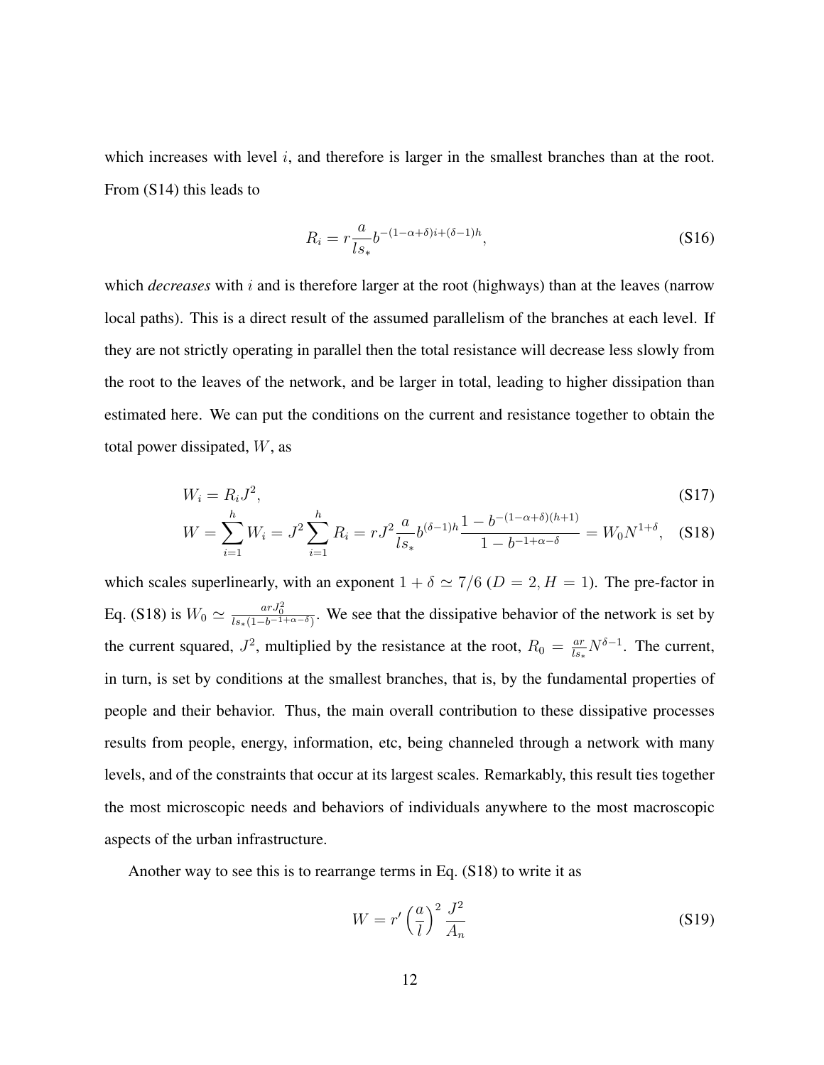which increases with level $i$, and therefore is larger in the smallest branches than at the root. From (S14) this leads to

$$R_i = r\frac{a}{ls_*}b^{-(1-\alpha+\delta)i+(\delta-1)h}, \tag{S16}$$

which *decreases* with $i$ and is therefore larger at the root (highways) than at the leaves (narrow local paths). This is a direct result of the assumed parallelism of the branches at each level. If they are not strictly operating in parallel then the total resistance will decrease less slowly from the root to the leaves of the network, and be larger in total, leading to higher dissipation than estimated here. We can put the conditions on the current and resistance together to obtain the total power dissipated, $W$, as

$$W_i = R_i J^2, \tag{S17}$$

$$W = \sum_{i=1}^{h} W_i = J^2 \sum_{i=1}^{h} R_i = rJ^2 \frac{a}{ls_*} b^{(\delta-1)h} \frac{1 - b^{-(1-\alpha+\delta)(h+1)}}{1 - b^{-1+\alpha-\delta}} = W_0 N^{1+\delta}, \tag{S18}$$

which scales superlinearly, with an exponent $1 + \delta \simeq 7/6$ ($D = 2, H = 1$). The pre-factor in Eq. (S18) is $W_0 \simeq \frac{arJ_0^2}{ls_*(1-b^{-1+\alpha-\delta})}$. We see that the dissipative behavior of the network is set by the current squared, $J^2$, multiplied by the resistance at the root, $R_0 = \frac{ar}{ls_*}N^{\delta-1}$. The current, in turn, is set by conditions at the smallest branches, that is, by the fundamental properties of people and their behavior. Thus, the main overall contribution to these dissipative processes results from people, energy, information, etc, being channeled through a network with many levels, and of the constraints that occur at its largest scales. Remarkably, this result ties together the most microscopic needs and behaviors of individuals anywhere to the most macroscopic aspects of the urban infrastructure.

Another way to see this is to rearrange terms in Eq. (S18) to write it as

$$W = r'\left(\frac{a}{l}\right)^2 \frac{J^2}{A_n} \tag{S19}$$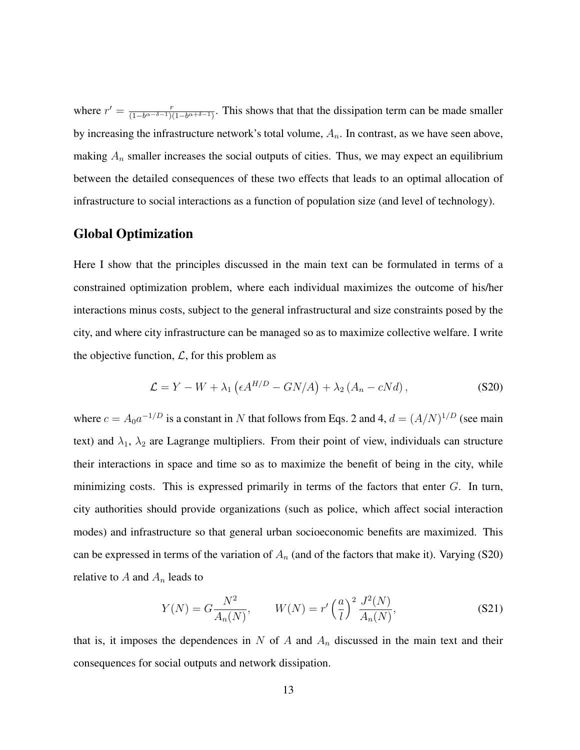where $r' = \frac{r}{(1-b^{\alpha-\delta-1})(1-b^{\alpha+\delta-1})}$. This shows that that the dissipation term can be made smaller by increasing the infrastructure network's total volume, $A_n$. In contrast, as we have seen above, making $A_n$ smaller increases the social outputs of cities. Thus, we may expect an equilibrium between the detailed consequences of these two effects that leads to an optimal allocation of infrastructure to social interactions as a function of population size (and level of technology).

## Global Optimization

Here I show that the principles discussed in the main text can be formulated in terms of a constrained optimization problem, where each individual maximizes the outcome of his/her interactions minus costs, subject to the general infrastructural and size constraints posed by the city, and where city infrastructure can be managed so as to maximize collective welfare. I write the objective function, $\mathcal{L}$, for this problem as

$$\mathcal{L} = Y - W + \lambda_1 \left(\epsilon A^{H/D} - GN/A\right) + \lambda_2 \left(A_n - cNd\right), \tag{S20}$$

where $c = A_0 a^{-1/D}$ is a constant in $N$ that follows from Eqs. 2 and 4, $d = (A/N)^{1/D}$ (see main text) and $\lambda_1$, $\lambda_2$ are Lagrange multipliers. From their point of view, individuals can structure their interactions in space and time so as to maximize the benefit of being in the city, while minimizing costs. This is expressed primarily in terms of the factors that enter $G$. In turn, city authorities should provide organizations (such as police, which affect social interaction modes) and infrastructure so that general urban socioeconomic benefits are maximized. This can be expressed in terms of the variation of $A_n$ (and of the factors that make it). Varying (S20) relative to $A$ and $A_n$ leads to

$$Y(N) = G\frac{N^2}{A_n(N)}, \qquad W(N) = r'\left(\frac{a}{l}\right)^2 \frac{J^2(N)}{A_n(N)}, \tag{S21}$$

that is, it imposes the dependences in $N$ of $A$ and $A_n$ discussed in the main text and their consequences for social outputs and network dissipation.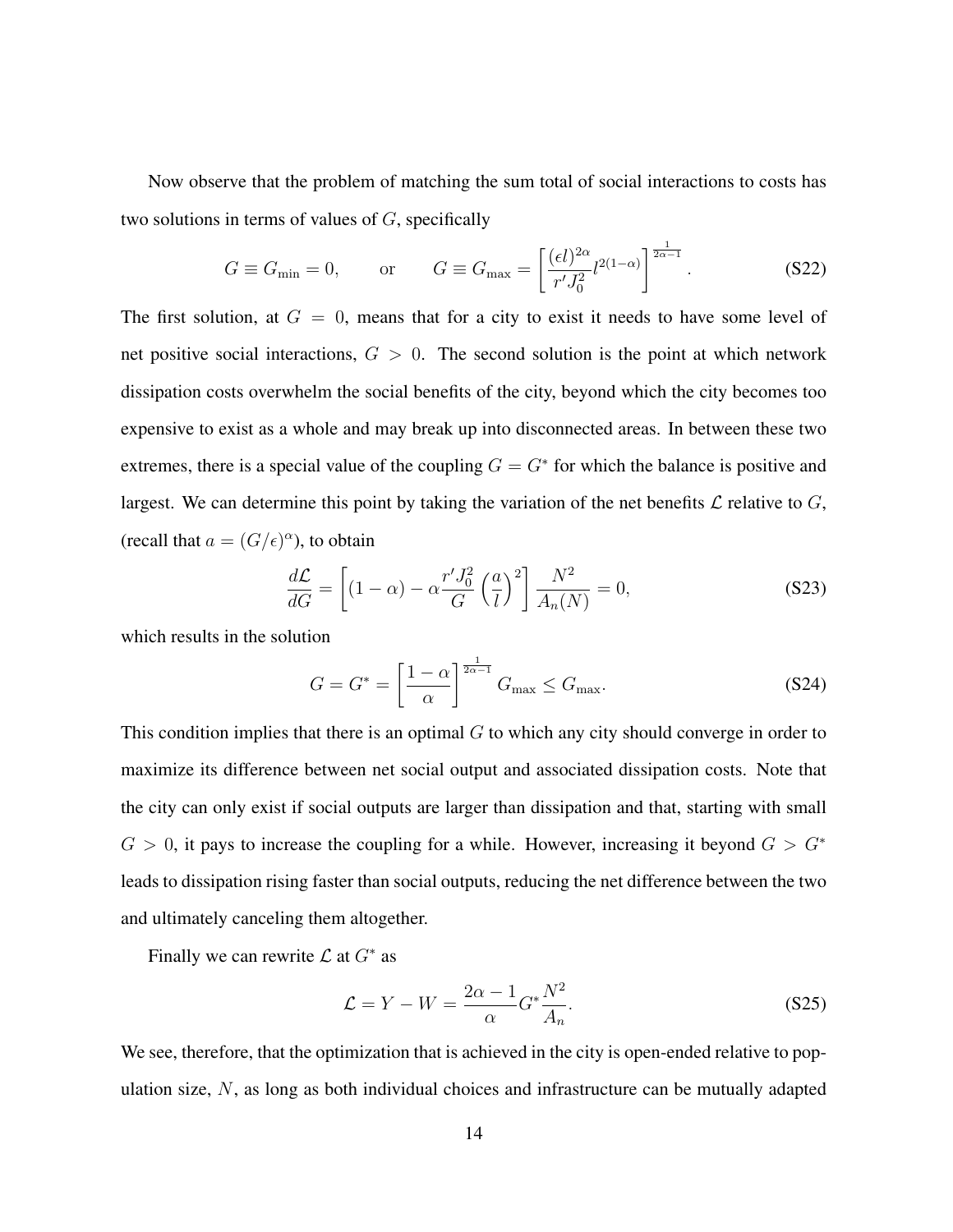Now observe that the problem of matching the sum total of social interactions to costs has two solutions in terms of values of $G$, specifically

$$G \equiv G_{\min} = 0, \qquad \text{or} \qquad G \equiv G_{\max} = \left[ \frac{(\epsilon l)^{2\alpha}}{r' J_0^2} l^{2(1-\alpha)} \right]^{\frac{1}{2\alpha - 1}}. \tag{S22}$$

The first solution, at $G = 0$, means that for a city to exist it needs to have some level of net positive social interactions, $G > 0$. The second solution is the point at which network dissipation costs overwhelm the social benefits of the city, beyond which the city becomes too expensive to exist as a whole and may break up into disconnected areas. In between these two extremes, there is a special value of the coupling $G = G^*$ for which the balance is positive and largest. We can determine this point by taking the variation of the net benefits $\mathcal{L}$ relative to $G$, (recall that $a = (G/\epsilon)^\alpha$), to obtain

$$\frac{d\mathcal{L}}{dG} = \left[ (1 - \alpha) - \alpha \frac{r' J_0^2}{G} \left( \frac{a}{l} \right)^2 \right] \frac{N^2}{A_n(N)} = 0, \tag{S23}$$

which results in the solution

$$G = G^* = \left[ \frac{1 - \alpha}{\alpha} \right]^{\frac{1}{2\alpha - 1}} G_{\max} \leq G_{\max}. \tag{S24}$$

This condition implies that there is an optimal $G$ to which any city should converge in order to maximize its difference between net social output and associated dissipation costs. Note that the city can only exist if social outputs are larger than dissipation and that, starting with small $G > 0$, it pays to increase the coupling for a while. However, increasing it beyond $G > G^*$ leads to dissipation rising faster than social outputs, reducing the net difference between the two and ultimately canceling them altogether.

Finally we can rewrite $\mathcal{L}$ at $G^*$ as

$$\mathcal{L} = Y - W = \frac{2\alpha - 1}{\alpha} G^* \frac{N^2}{A_n}. \tag{S25}$$

We see, therefore, that the optimization that is achieved in the city is open-ended relative to population size, $N$, as long as both individual choices and infrastructure can be mutually adapted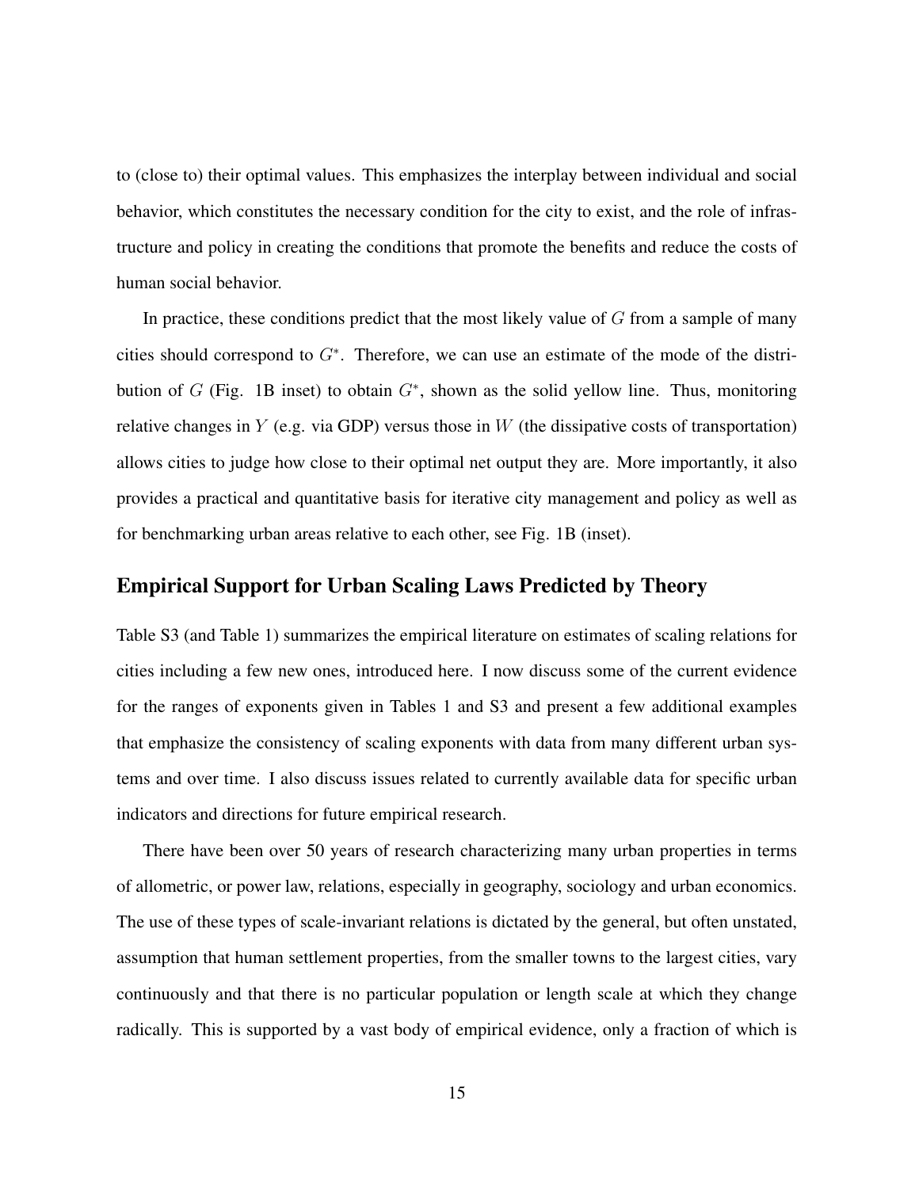to (close to) their optimal values. This emphasizes the interplay between individual and social behavior, which constitutes the necessary condition for the city to exist, and the role of infrastructure and policy in creating the conditions that promote the benefits and reduce the costs of human social behavior.

In practice, these conditions predict that the most likely value of $G$ from a sample of many cities should correspond to $G^*$. Therefore, we can use an estimate of the mode of the distribution of $G$ (Fig. 1B inset) to obtain $G^*$, shown as the solid yellow line. Thus, monitoring relative changes in $Y$ (e.g. via GDP) versus those in $W$ (the dissipative costs of transportation) allows cities to judge how close to their optimal net output they are. More importantly, it also provides a practical and quantitative basis for iterative city management and policy as well as for benchmarking urban areas relative to each other, see Fig. 1B (inset).

## Empirical Support for Urban Scaling Laws Predicted by Theory

Table S3 (and Table 1) summarizes the empirical literature on estimates of scaling relations for cities including a few new ones, introduced here. I now discuss some of the current evidence for the ranges of exponents given in Tables 1 and S3 and present a few additional examples that emphasize the consistency of scaling exponents with data from many different urban systems and over time. I also discuss issues related to currently available data for specific urban indicators and directions for future empirical research.

There have been over 50 years of research characterizing many urban properties in terms of allometric, or power law, relations, especially in geography, sociology and urban economics. The use of these types of scale-invariant relations is dictated by the general, but often unstated, assumption that human settlement properties, from the smaller towns to the largest cities, vary continuously and that there is no particular population or length scale at which they change radically. This is supported by a vast body of empirical evidence, only a fraction of which is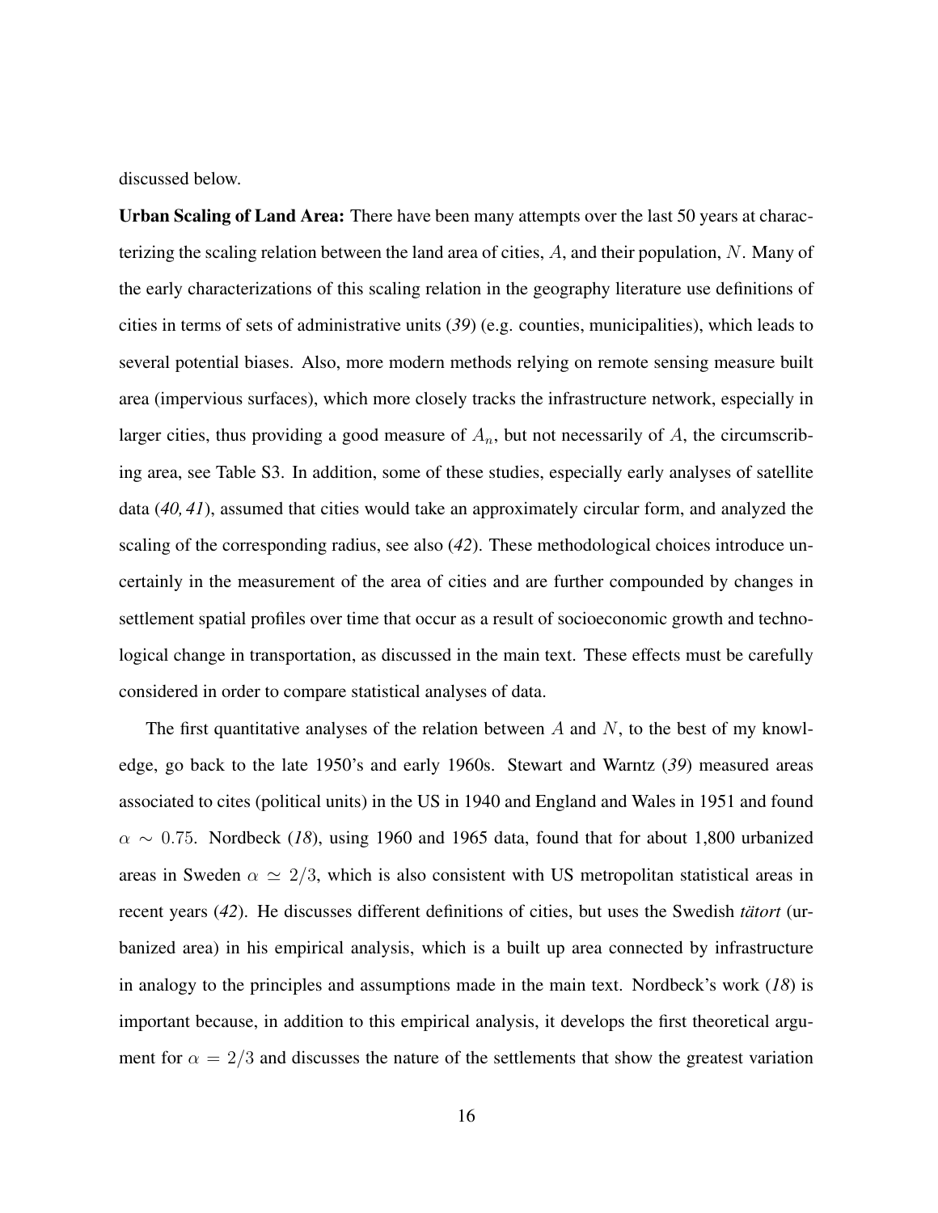discussed below.

**Urban Scaling of Land Area:** There have been many attempts over the last 50 years at characterizing the scaling relation between the land area of cities, $A$, and their population, $N$. Many of the early characterizations of this scaling relation in the geography literature use definitions of cities in terms of sets of administrative units (*39*) (e.g. counties, municipalities), which leads to several potential biases. Also, more modern methods relying on remote sensing measure built area (impervious surfaces), which more closely tracks the infrastructure network, especially in larger cities, thus providing a good measure of $A_n$, but not necessarily of $A$, the circumscribing area, see Table S3. In addition, some of these studies, especially early analyses of satellite data (*40, 41*), assumed that cities would take an approximately circular form, and analyzed the scaling of the corresponding radius, see also (*42*). These methodological choices introduce uncertainly in the measurement of the area of cities and are further compounded by changes in settlement spatial profiles over time that occur as a result of socioeconomic growth and technological change in transportation, as discussed in the main text. These effects must be carefully considered in order to compare statistical analyses of data.

The first quantitative analyses of the relation between $A$ and $N$, to the best of my knowledge, go back to the late 1950's and early 1960s. Stewart and Warntz (*39*) measured areas associated to cites (political units) in the US in 1940 and England and Wales in 1951 and found $\alpha \sim 0.75$. Nordbeck (*18*), using 1960 and 1965 data, found that for about 1,800 urbanized areas in Sweden $\alpha \simeq 2/3$, which is also consistent with US metropolitan statistical areas in recent years (*42*). He discusses different definitions of cities, but uses the Swedish *tätort* (urbanized area) in his empirical analysis, which is a built up area connected by infrastructure in analogy to the principles and assumptions made in the main text. Nordbeck's work (*18*) is important because, in addition to this empirical analysis, it develops the first theoretical argument for $\alpha = 2/3$ and discusses the nature of the settlements that show the greatest variation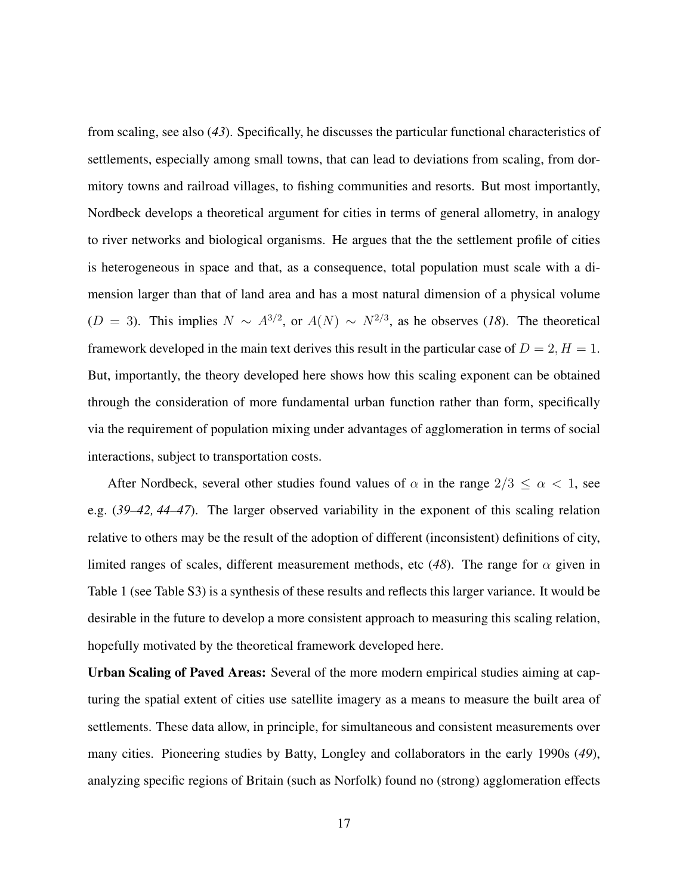from scaling, see also (*43*). Specifically, he discusses the particular functional characteristics of settlements, especially among small towns, that can lead to deviations from scaling, from dormitory towns and railroad villages, to fishing communities and resorts. But most importantly, Nordbeck develops a theoretical argument for cities in terms of general allometry, in analogy to river networks and biological organisms. He argues that the the settlement profile of cities is heterogeneous in space and that, as a consequence, total population must scale with a dimension larger than that of land area and has a most natural dimension of a physical volume ($D = 3$). This implies $N \sim A^{3/2}$, or $A(N) \sim N^{2/3}$, as he observes (*18*). The theoretical framework developed in the main text derives this result in the particular case of $D = 2, H = 1$. But, importantly, the theory developed here shows how this scaling exponent can be obtained through the consideration of more fundamental urban function rather than form, specifically via the requirement of population mixing under advantages of agglomeration in terms of social interactions, subject to transportation costs.

After Nordbeck, several other studies found values of $\alpha$ in the range $2/3 \leq \alpha < 1$, see e.g. (*39–42, 44–47*). The larger observed variability in the exponent of this scaling relation relative to others may be the result of the adoption of different (inconsistent) definitions of city, limited ranges of scales, different measurement methods, etc (*48*). The range for $\alpha$ given in Table 1 (see Table S3) is a synthesis of these results and reflects this larger variance. It would be desirable in the future to develop a more consistent approach to measuring this scaling relation, hopefully motivated by the theoretical framework developed here.

**Urban Scaling of Paved Areas:** Several of the more modern empirical studies aiming at capturing the spatial extent of cities use satellite imagery as a means to measure the built area of settlements. These data allow, in principle, for simultaneous and consistent measurements over many cities. Pioneering studies by Batty, Longley and collaborators in the early 1990s (*49*), analyzing specific regions of Britain (such as Norfolk) found no (strong) agglomeration effects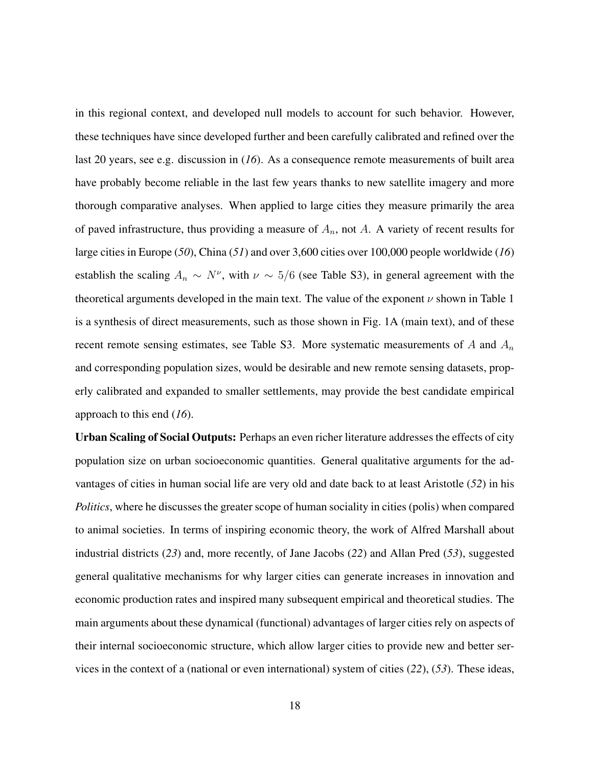in this regional context, and developed null models to account for such behavior. However, these techniques have since developed further and been carefully calibrated and refined over the last 20 years, see e.g. discussion in (*16*). As a consequence remote measurements of built area have probably become reliable in the last few years thanks to new satellite imagery and more thorough comparative analyses. When applied to large cities they measure primarily the area of paved infrastructure, thus providing a measure of $A_n$, not $A$. A variety of recent results for large cities in Europe (*50*), China (*51*) and over 3,600 cities over 100,000 people worldwide (*16*) establish the scaling $A_n \sim N^{\nu}$, with $\nu \sim 5/6$ (see Table S3), in general agreement with the theoretical arguments developed in the main text. The value of the exponent $\nu$ shown in Table 1 is a synthesis of direct measurements, such as those shown in Fig. 1A (main text), and of these recent remote sensing estimates, see Table S3. More systematic measurements of $A$ and $A_n$ and corresponding population sizes, would be desirable and new remote sensing datasets, properly calibrated and expanded to smaller settlements, may provide the best candidate empirical approach to this end (*16*).

**Urban Scaling of Social Outputs:** Perhaps an even richer literature addresses the effects of city population size on urban socioeconomic quantities. General qualitative arguments for the advantages of cities in human social life are very old and date back to at least Aristotle (*52*) in his *Politics*, where he discusses the greater scope of human sociality in cities (polis) when compared to animal societies. In terms of inspiring economic theory, the work of Alfred Marshall about industrial districts (*23*) and, more recently, of Jane Jacobs (*22*) and Allan Pred (*53*), suggested general qualitative mechanisms for why larger cities can generate increases in innovation and economic production rates and inspired many subsequent empirical and theoretical studies. The main arguments about these dynamical (functional) advantages of larger cities rely on aspects of their internal socioeconomic structure, which allow larger cities to provide new and better services in the context of a (national or even international) system of cities (*22*), (*53*). These ideas,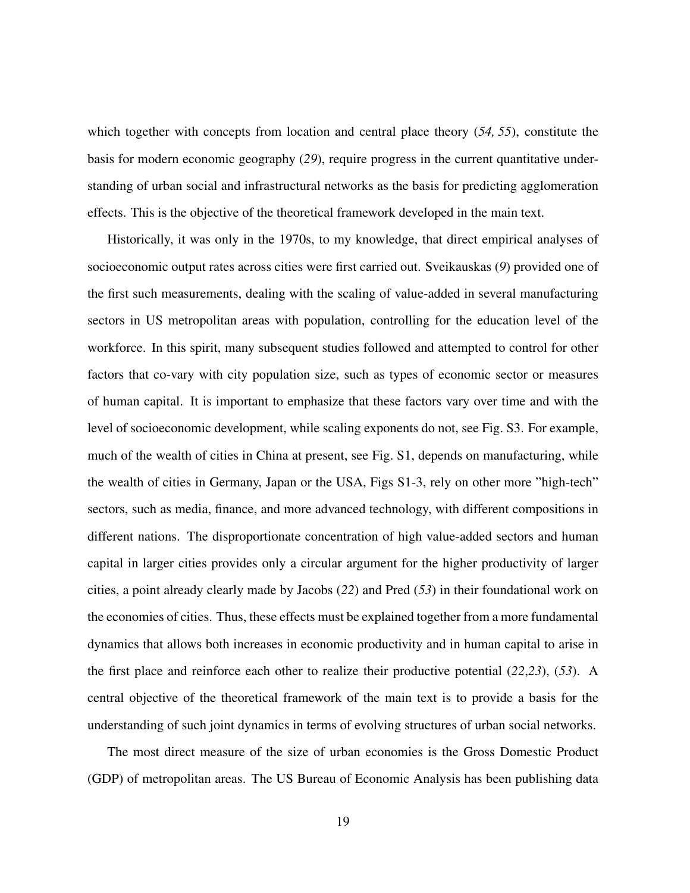which together with concepts from location and central place theory (*54, 55*), constitute the basis for modern economic geography (*29*), require progress in the current quantitative understanding of urban social and infrastructural networks as the basis for predicting agglomeration effects. This is the objective of the theoretical framework developed in the main text.

Historically, it was only in the 1970s, to my knowledge, that direct empirical analyses of socioeconomic output rates across cities were first carried out. Sveikauskas (*9*) provided one of the first such measurements, dealing with the scaling of value-added in several manufacturing sectors in US metropolitan areas with population, controlling for the education level of the workforce. In this spirit, many subsequent studies followed and attempted to control for other factors that co-vary with city population size, such as types of economic sector or measures of human capital. It is important to emphasize that these factors vary over time and with the level of socioeconomic development, while scaling exponents do not, see Fig. S3. For example, much of the wealth of cities in China at present, see Fig. S1, depends on manufacturing, while the wealth of cities in Germany, Japan or the USA, Figs S1-3, rely on other more "high-tech" sectors, such as media, finance, and more advanced technology, with different compositions in different nations. The disproportionate concentration of high value-added sectors and human capital in larger cities provides only a circular argument for the higher productivity of larger cities, a point already clearly made by Jacobs (*22*) and Pred (*53*) in their foundational work on the economies of cities. Thus, these effects must be explained together from a more fundamental dynamics that allows both increases in economic productivity and in human capital to arise in the first place and reinforce each other to realize their productive potential (*22*,*23*), (*53*). A central objective of the theoretical framework of the main text is to provide a basis for the understanding of such joint dynamics in terms of evolving structures of urban social networks.

The most direct measure of the size of urban economies is the Gross Domestic Product (GDP) of metropolitan areas. The US Bureau of Economic Analysis has been publishing data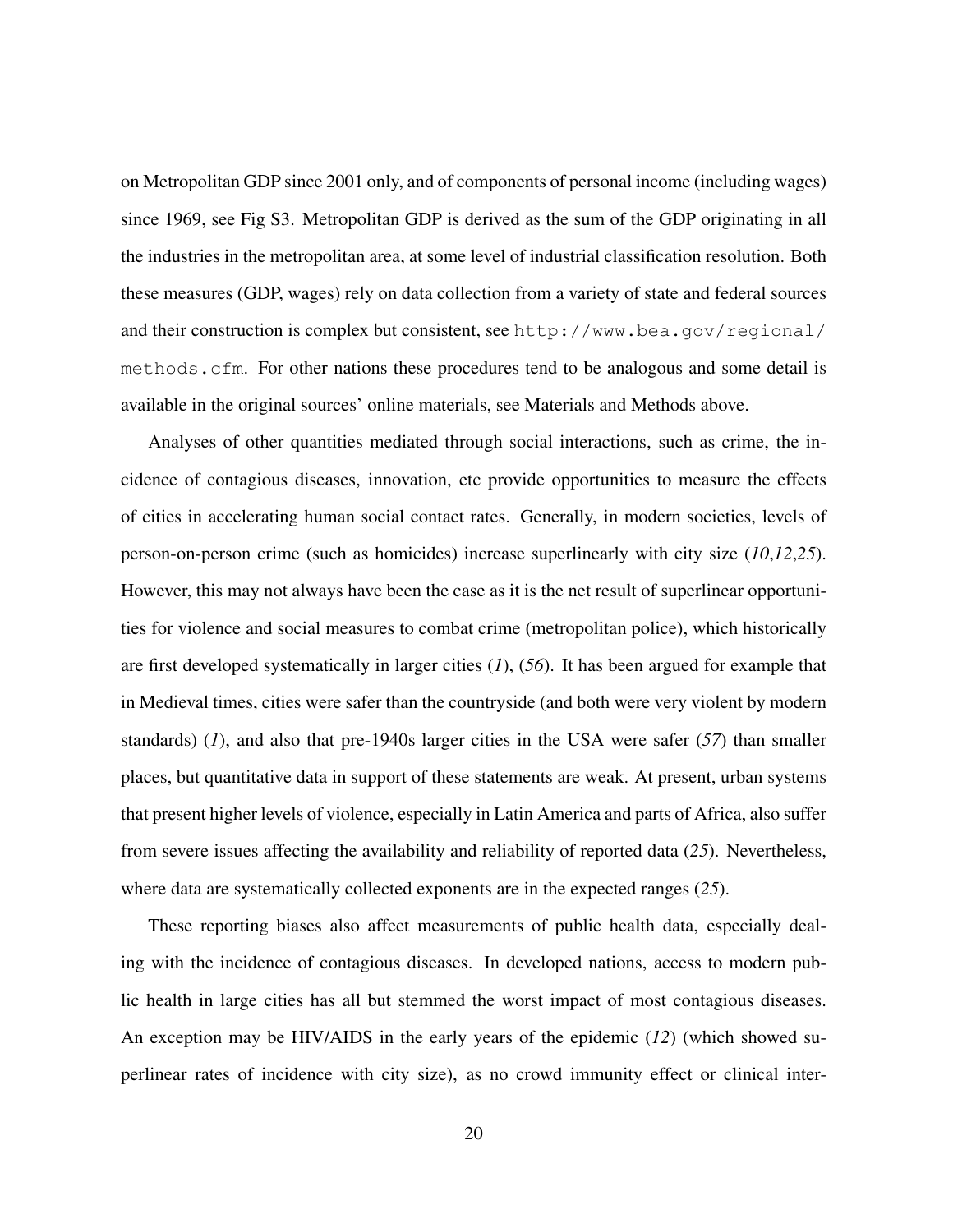on Metropolitan GDP since 2001 only, and of components of personal income (including wages) since 1969, see Fig S3. Metropolitan GDP is derived as the sum of the GDP originating in all the industries in the metropolitan area, at some level of industrial classification resolution. Both these measures (GDP, wages) rely on data collection from a variety of state and federal sources and their construction is complex but consistent, see `http://www.bea.gov/regional/methods.cfm`. For other nations these procedures tend to be analogous and some detail is available in the original sources' online materials, see Materials and Methods above.

Analyses of other quantities mediated through social interactions, such as crime, the incidence of contagious diseases, innovation, etc provide opportunities to measure the effects of cities in accelerating human social contact rates. Generally, in modern societies, levels of person-on-person crime (such as homicides) increase superlinearly with city size (*10*,*12*,*25*). However, this may not always have been the case as it is the net result of superlinear opportunities for violence and social measures to combat crime (metropolitan police), which historically are first developed systematically in larger cities (*1*), (*56*). It has been argued for example that in Medieval times, cities were safer than the countryside (and both were very violent by modern standards) (*1*), and also that pre-1940s larger cities in the USA were safer (*57*) than smaller places, but quantitative data in support of these statements are weak. At present, urban systems that present higher levels of violence, especially in Latin America and parts of Africa, also suffer from severe issues affecting the availability and reliability of reported data (*25*). Nevertheless, where data are systematically collected exponents are in the expected ranges (*25*).

These reporting biases also affect measurements of public health data, especially dealing with the incidence of contagious diseases. In developed nations, access to modern public health in large cities has all but stemmed the worst impact of most contagious diseases. An exception may be HIV/AIDS in the early years of the epidemic (*12*) (which showed superlinear rates of incidence with city size), as no crowd immunity effect or clinical inter-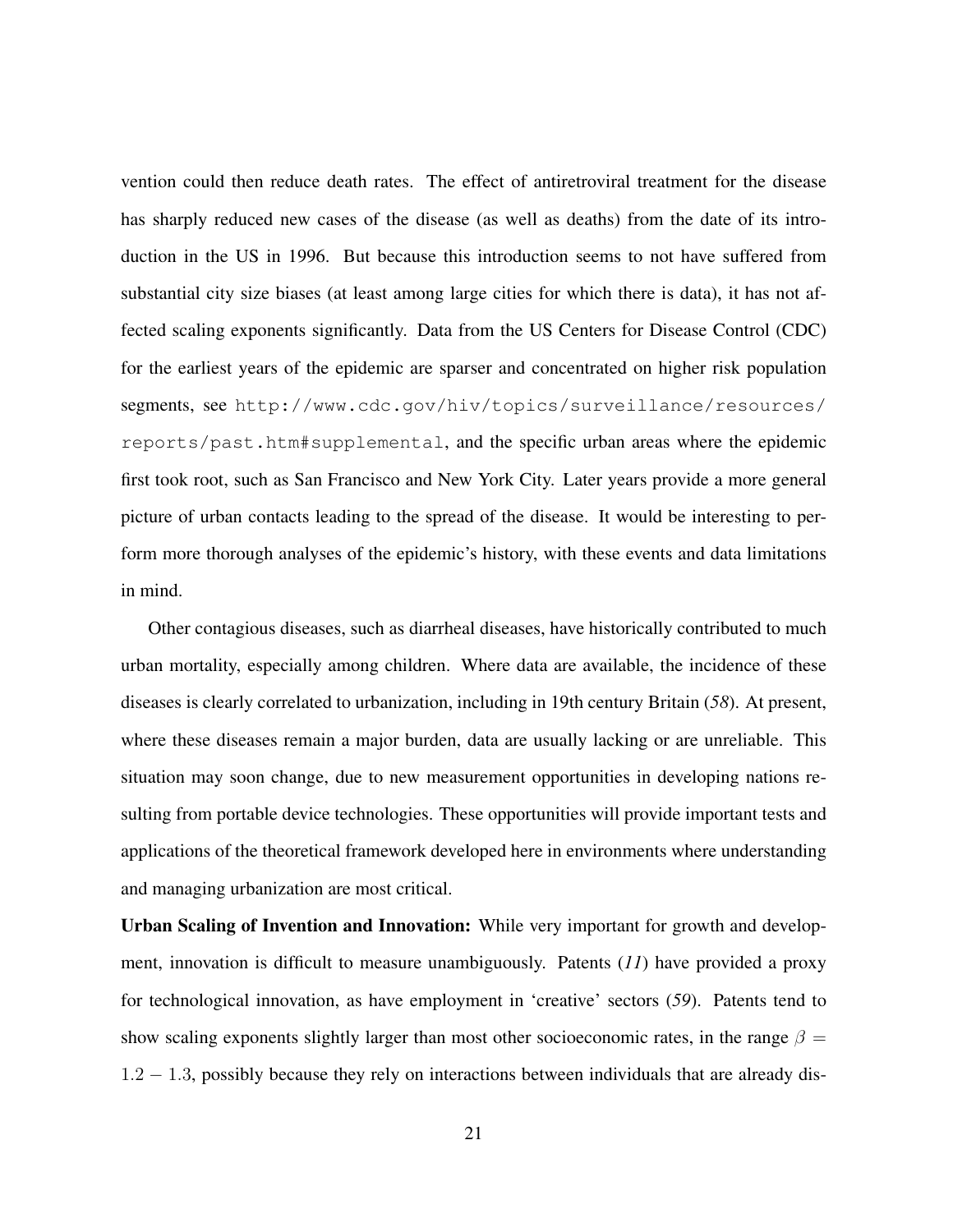vention could then reduce death rates. The effect of antiretroviral treatment for the disease has sharply reduced new cases of the disease (as well as deaths) from the date of its introduction in the US in 1996. But because this introduction seems to not have suffered from substantial city size biases (at least among large cities for which there is data), it has not affected scaling exponents significantly. Data from the US Centers for Disease Control (CDC) for the earliest years of the epidemic are sparser and concentrated on higher risk population segments, see `http://www.cdc.gov/hiv/topics/surveillance/resources/reports/past.htm#supplemental`, and the specific urban areas where the epidemic first took root, such as San Francisco and New York City. Later years provide a more general picture of urban contacts leading to the spread of the disease. It would be interesting to perform more thorough analyses of the epidemic's history, with these events and data limitations in mind.

Other contagious diseases, such as diarrheal diseases, have historically contributed to much urban mortality, especially among children. Where data are available, the incidence of these diseases is clearly correlated to urbanization, including in 19th century Britain (*58*). At present, where these diseases remain a major burden, data are usually lacking or are unreliable. This situation may soon change, due to new measurement opportunities in developing nations resulting from portable device technologies. These opportunities will provide important tests and applications of the theoretical framework developed here in environments where understanding and managing urbanization are most critical.

**Urban Scaling of Invention and Innovation:** While very important for growth and development, innovation is difficult to measure unambiguously. Patents (*11*) have provided a proxy for technological innovation, as have employment in 'creative' sectors (*59*). Patents tend to show scaling exponents slightly larger than most other socioeconomic rates, in the range $\beta = 1.2 - 1.3$, possibly because they rely on interactions between individuals that are already dis-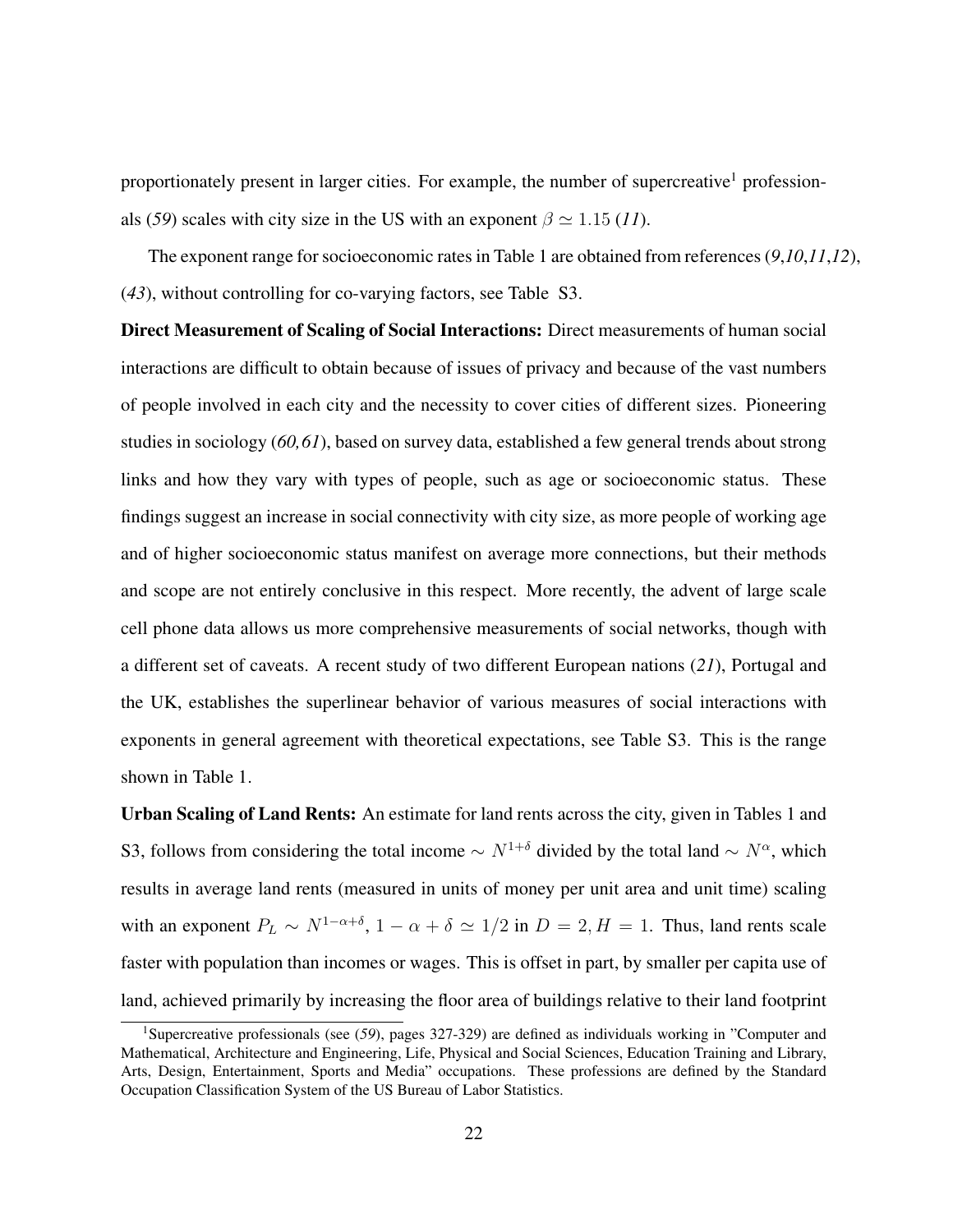proportionately present in larger cities. For example, the number of supercreative[1] professionals (*59*) scales with city size in the US with an exponent $\beta \simeq 1.15$ (*11*).

The exponent range for socioeconomic rates in Table 1 are obtained from references (*9*,*10*,*11*,*12*), (*43*), without controlling for co-varying factors, see Table S3.

**Direct Measurement of Scaling of Social Interactions:** Direct measurements of human social interactions are difficult to obtain because of issues of privacy and because of the vast numbers of people involved in each city and the necessity to cover cities of different sizes. Pioneering studies in sociology (*60,61*), based on survey data, established a few general trends about strong links and how they vary with types of people, such as age or socioeconomic status. These findings suggest an increase in social connectivity with city size, as more people of working age and of higher socioeconomic status manifest on average more connections, but their methods and scope are not entirely conclusive in this respect. More recently, the advent of large scale cell phone data allows us more comprehensive measurements of social networks, though with a different set of caveats. A recent study of two different European nations (*21*), Portugal and the UK, establishes the superlinear behavior of various measures of social interactions with exponents in general agreement with theoretical expectations, see Table S3. This is the range shown in Table 1.

**Urban Scaling of Land Rents:** An estimate for land rents across the city, given in Tables 1 and S3, follows from considering the total income $\sim N^{1+\delta}$ divided by the total land $\sim N^{\alpha}$, which results in average land rents (measured in units of money per unit area and unit time) scaling with an exponent $P_L \sim N^{1-\alpha+\delta}$, $1-\alpha+\delta \simeq 1/2$ in $D=2, H=1$. Thus, land rents scale faster with population than incomes or wages. This is offset in part, by smaller per capita use of land, achieved primarily by increasing the floor area of buildings relative to their land footprint

[1] Supercreative professionals (see (*59*), pages 327-329) are defined as individuals working in "Computer and Mathematical, Architecture and Engineering, Life, Physical and Social Sciences, Education Training and Library, Arts, Design, Entertainment, Sports and Media" occupations. These professions are defined by the Standard Occupation Classification System of the US Bureau of Labor Statistics.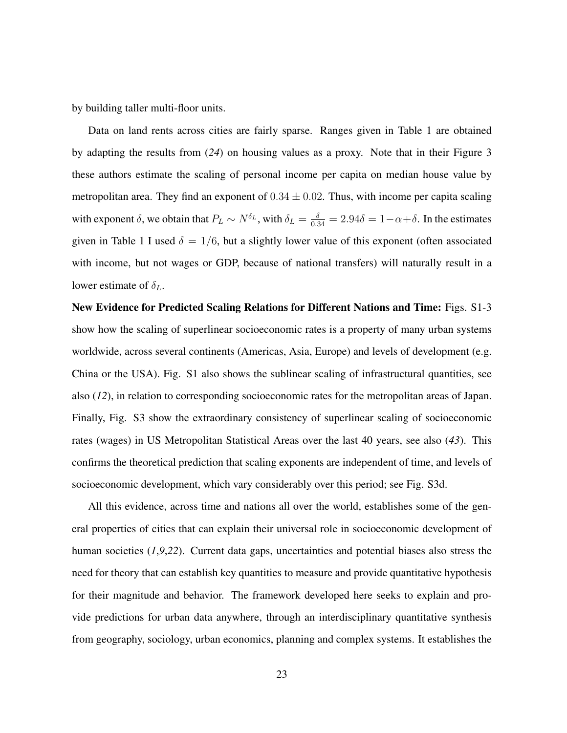by building taller multi-floor units.

Data on land rents across cities are fairly sparse. Ranges given in Table 1 are obtained by adapting the results from (*24*) on housing values as a proxy. Note that in their Figure 3 these authors estimate the scaling of personal income per capita on median house value by metropolitan area. They find an exponent of $0.34 \pm 0.02$. Thus, with income per capita scaling with exponent $\delta$, we obtain that $P_L \sim N^{\delta_L}$, with $\delta_L = \frac{\delta}{0.34} = 2.94\delta = 1 - \alpha + \delta$. In the estimates given in Table 1 I used $\delta = 1/6$, but a slightly lower value of this exponent (often associated with income, but not wages or GDP, because of national transfers) will naturally result in a lower estimate of $\delta_L$.

**New Evidence for Predicted Scaling Relations for Different Nations and Time:** Figs. S1-3 show how the scaling of superlinear socioeconomic rates is a property of many urban systems worldwide, across several continents (Americas, Asia, Europe) and levels of development (e.g. China or the USA). Fig. S1 also shows the sublinear scaling of infrastructural quantities, see also (*12*), in relation to corresponding socioeconomic rates for the metropolitan areas of Japan. Finally, Fig. S3 show the extraordinary consistency of superlinear scaling of socioeconomic rates (wages) in US Metropolitan Statistical Areas over the last 40 years, see also (*43*). This confirms the theoretical prediction that scaling exponents are independent of time, and levels of socioeconomic development, which vary considerably over this period; see Fig. S3d.

All this evidence, across time and nations all over the world, establishes some of the general properties of cities that can explain their universal role in socioeconomic development of human societies (*1*,*9*,*22*). Current data gaps, uncertainties and potential biases also stress the need for theory that can establish key quantities to measure and provide quantitative hypothesis for their magnitude and behavior. The framework developed here seeks to explain and provide predictions for urban data anywhere, through an interdisciplinary quantitative synthesis from geography, sociology, urban economics, planning and complex systems. It establishes the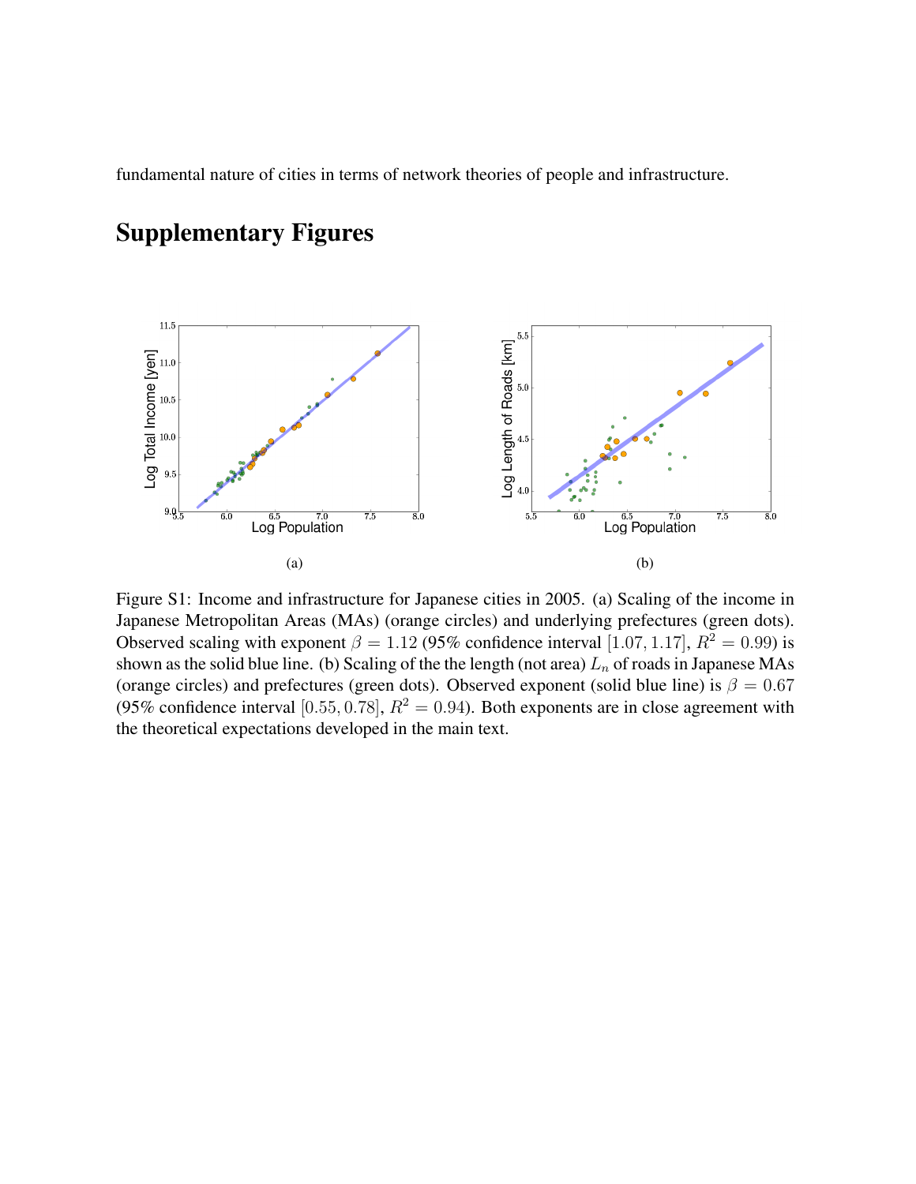fundamental nature of cities in terms of network theories of people and infrastructure.

# Supplementary Figures

(a)

(b)

Figure S1: Income and infrastructure for Japanese cities in 2005. (a) Scaling of the income in Japanese Metropolitan Areas (MAs) (orange circles) and underlying prefectures (green dots). Observed scaling with exponent $\beta = 1.12$ (95% confidence interval $[1.07, 1.17]$, $R^2 = 0.99$) is shown as the solid blue line. (b) Scaling of the the length (not area) $L_n$ of roads in Japanese MAs (orange circles) and prefectures (green dots). Observed exponent (solid blue line) is $\beta = 0.67$ (95% confidence interval $[0.55, 0.78]$, $R^2 = 0.94$). Both exponents are in close agreement with the theoretical expectations developed in the main text.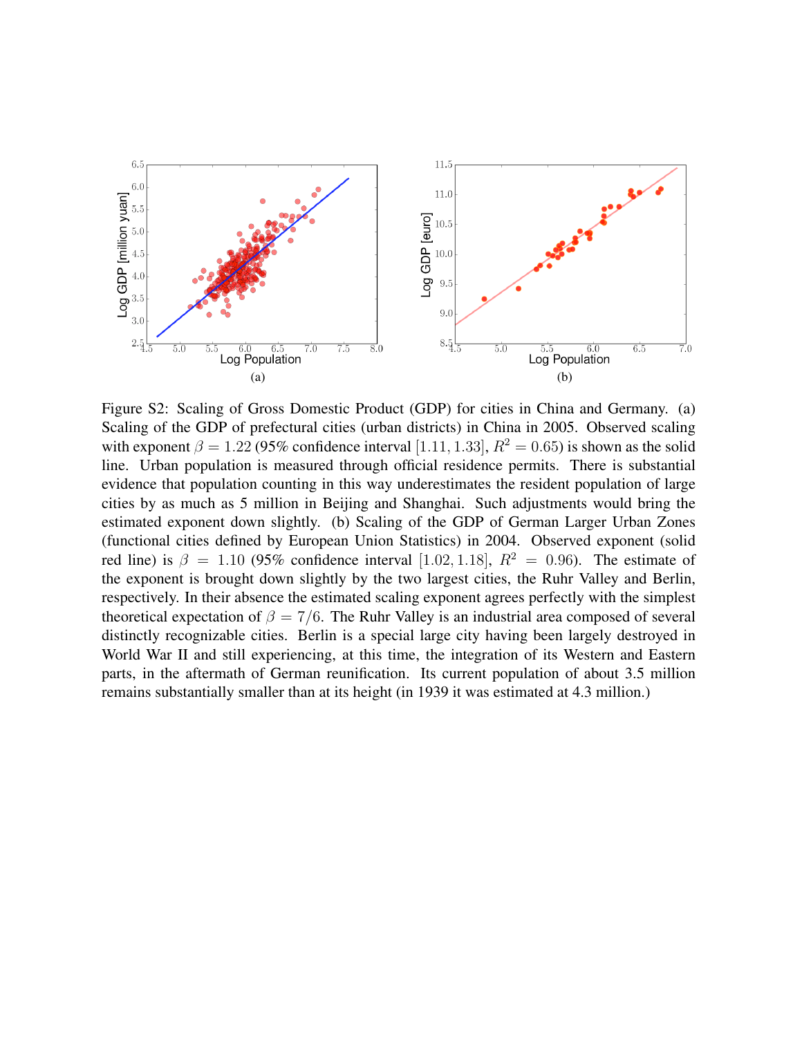Figure S2: Scaling of Gross Domestic Product (GDP) for cities in China and Germany. (a) Scaling of the GDP of prefectural cities (urban districts) in China in 2005. Observed scaling with exponent $\beta = 1.22$ (95% confidence interval $[1.11, 1.33]$, $R^2 = 0.65$) is shown as the solid line. Urban population is measured through official residence permits. There is substantial evidence that population counting in this way underestimates the resident population of large cities by as much as 5 million in Beijing and Shanghai. Such adjustments would bring the estimated exponent down slightly. (b) Scaling of the GDP of German Larger Urban Zones (functional cities defined by European Union Statistics) in 2004. Observed exponent (solid red line) is $\beta = 1.10$ (95% confidence interval $[1.02, 1.18]$, $R^2 = 0.96$). The estimate of the exponent is brought down slightly by the two largest cities, the Ruhr Valley and Berlin, respectively. In their absence the estimated scaling exponent agrees perfectly with the simplest theoretical expectation of $\beta = 7/6$. The Ruhr Valley is an industrial area composed of several distinctly recognizable cities. Berlin is a special large city having been largely destroyed in World War II and still experiencing, at this time, the integration of its Western and Eastern parts, in the aftermath of German reunification. Its current population of about 3.5 million remains substantially smaller than at its height (in 1939 it was estimated at 4.3 million.)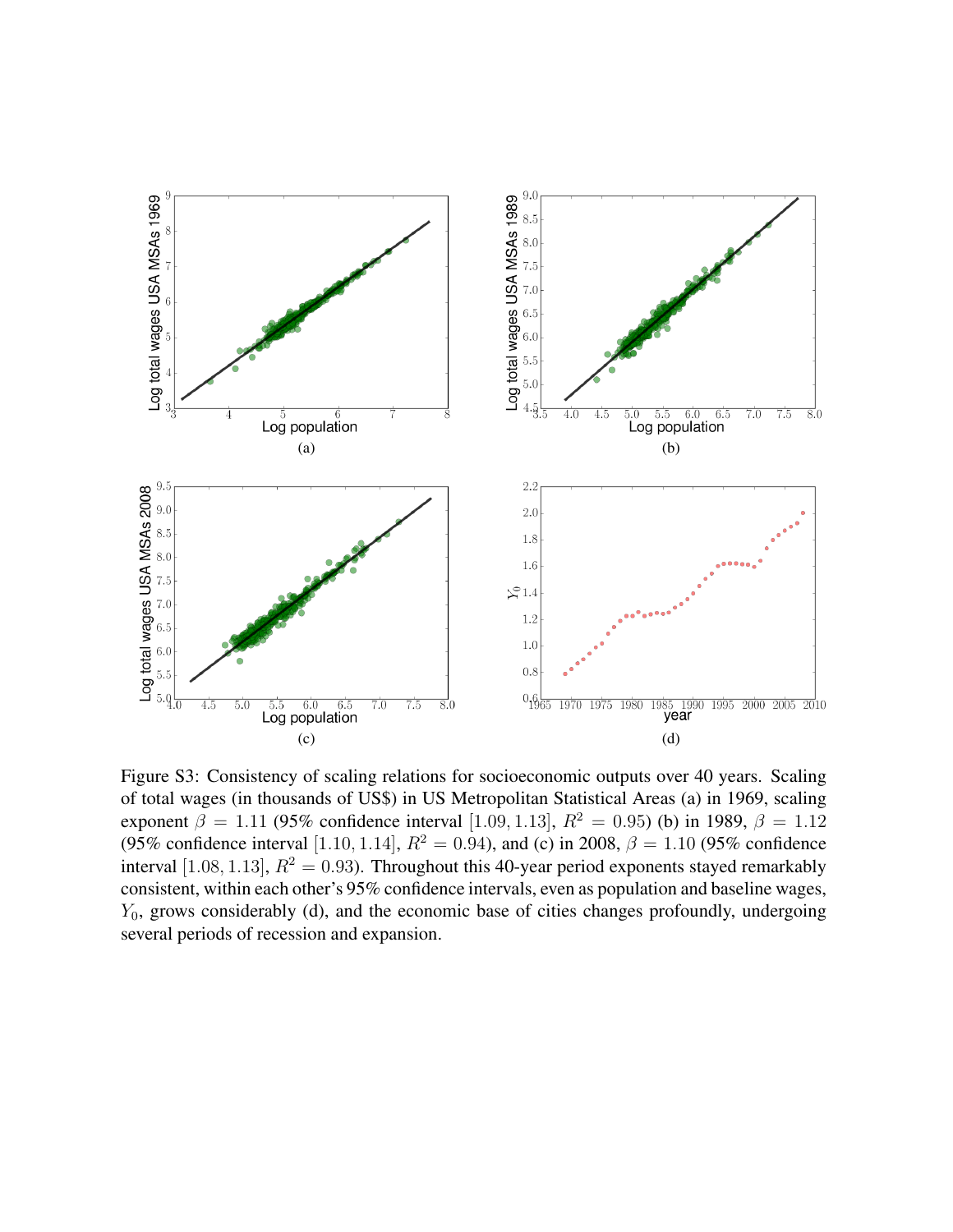Figure S3: Consistency of scaling relations for socioeconomic outputs over 40 years. Scaling of total wages (in thousands of US$) in US Metropolitan Statistical Areas (a) in 1969, scaling exponent $\beta = 1.11$ (95% confidence interval $[1.09, 1.13]$, $R^2 = 0.95$) (b) in 1989, $\beta = 1.12$ (95% confidence interval $[1.10, 1.14]$, $R^2 = 0.94$), and (c) in 2008, $\beta = 1.10$ (95% confidence interval $[1.08, 1.13]$, $R^2 = 0.93$). Throughout this 40-year period exponents stayed remarkably consistent, within each other's 95% confidence intervals, even as population and baseline wages, $Y_0$, grows considerably (d), and the economic base of cities changes profoundly, undergoing several periods of recession and expansion.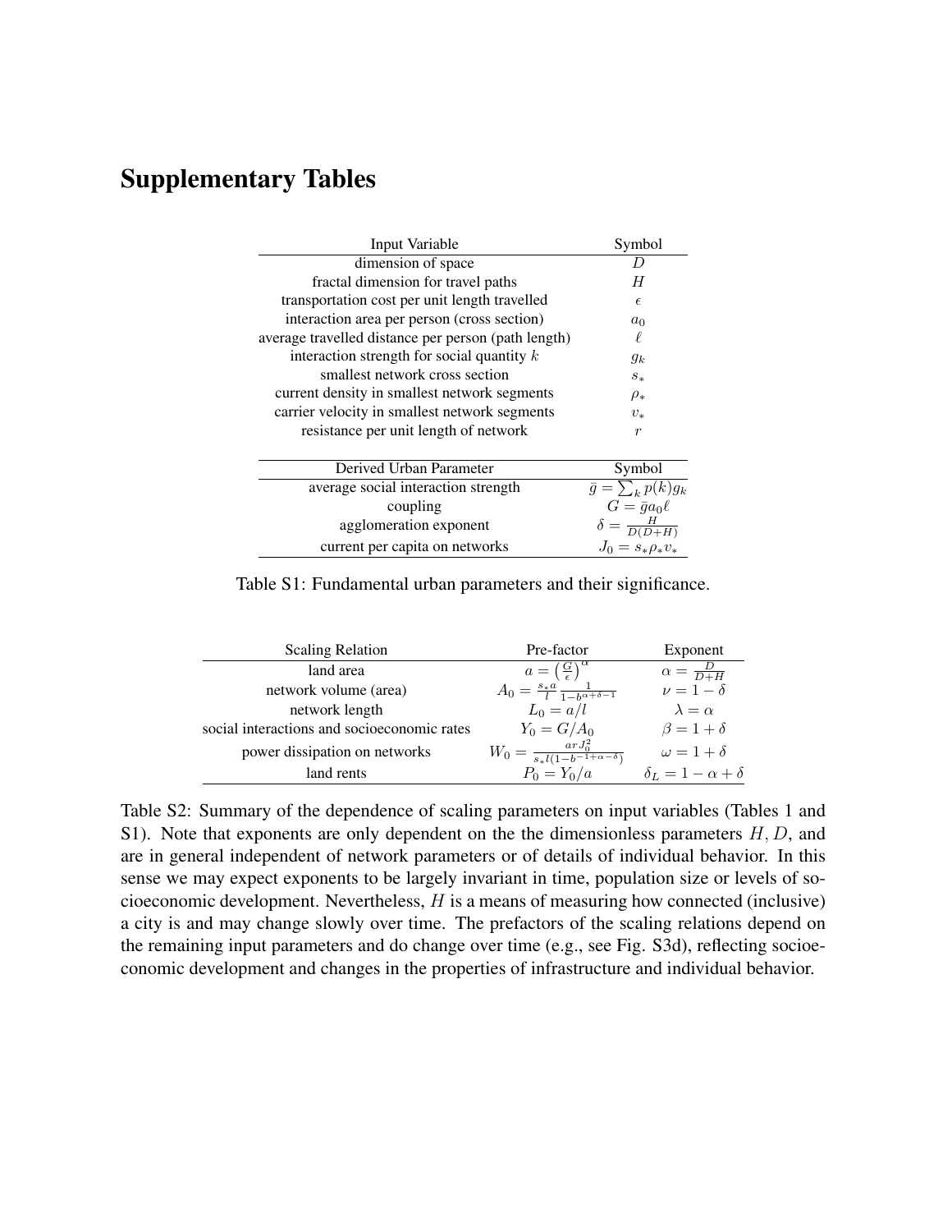# Supplementary Tables

| Input Variable | Symbol |
|---|---|
| dimension of space | $D$ |
| fractal dimension for travel paths | $H$ |
| transportation cost per unit length travelled | $\epsilon$ |
| interaction area per person (cross section) | $a_0$ |
| average travelled distance per person (path length) | $\ell$ |
| interaction strength for social quantity $k$ | $g_k$ |
| smallest network cross section | $s_*$ |
| current density in smallest network segments | $\rho_*$ |
| carrier velocity in smallest network segments | $v_*$ |
| resistance per unit length of network | $r$ |

| Derived Urban Parameter | Symbol |
|---|---|
| average social interaction strength | $\bar{g} = \sum_k p(k) g_k$ |
| coupling | $G = \bar{g} a_0 \ell$ |
| agglomeration exponent | $\delta = \frac{H}{D(D+H)}$ |
| current per capita on networks | $J_0 = s_* \rho_* v_*$ |

Table S1: Fundamental urban parameters and their significance.

| Scaling Relation | Pre-factor | Exponent |
|---|---|---|
| land area | $a = \left(\frac{G}{\epsilon}\right)^{\alpha}$ | $\alpha = \frac{D}{D+H}$ |
| network volume (area) | $A_0 = \frac{s_* a}{l} \frac{1}{1-b^{\alpha+\delta-1}}$ | $\nu = 1 - \delta$ |
| network length | $L_0 = a/l$ | $\lambda = \alpha$ |
| social interactions and socioeconomic rates | $Y_0 = G/A_0$ | $\beta = 1 + \delta$ |
| power dissipation on networks | $W_0 = \frac{a r J_0^2}{s_* l (1-b^{-1+\alpha-\delta})}$ | $\omega = 1 + \delta$ |
| land rents | $P_0 = Y_0/a$ | $\delta_L = 1 - \alpha + \delta$ |

Table S2: Summary of the dependence of scaling parameters on input variables (Tables 1 and S1). Note that exponents are only dependent on the the dimensionless parameters $H, D$, and are in general independent of network parameters or of details of individual behavior. In this sense we may expect exponents to be largely invariant in time, population size or levels of socioeconomic development. Nevertheless, $H$ is a means of measuring how connected (inclusive) a city is and may change slowly over time. The prefactors of the scaling relations depend on the remaining input parameters and do change over time (e.g., see Fig. S3d), reflecting socioeconomic development and changes in the properties of infrastructure and individual behavior.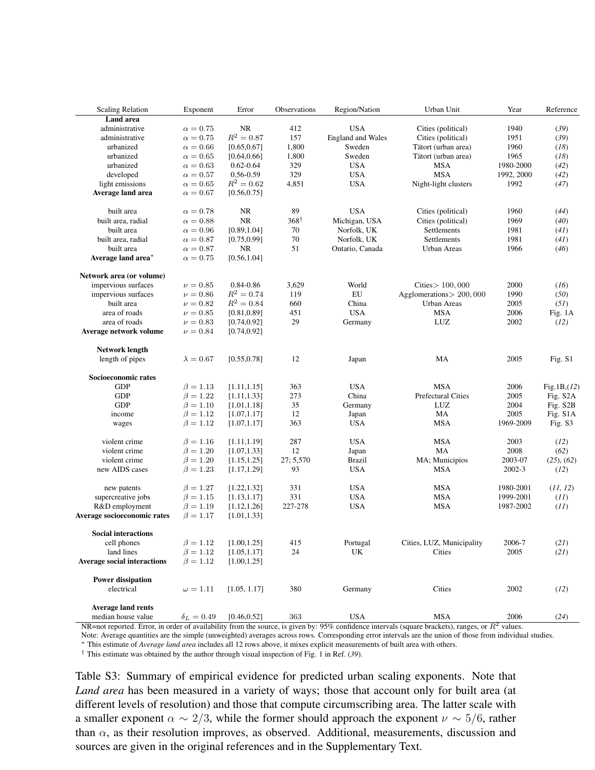| Scaling Relation | Exponent | Error | Observations | Region/Nation | Urban Unit | Year | Reference |
|---|---|---|---|---|---|---|---|
| **Land area** | | | | | | | |
| administrative | $\alpha = 0.75$ | NR | 412 | USA | Cities (political) | 1940 | (*39*) |
| administrative | $\alpha = 0.75$ | $R^2 = 0.87$ | 157 | England and Wales | Cities (political) | 1951 | (*39*) |
| urbanized | $\alpha = 0.66$ | [0.65,0.67] | 1,800 | Sweden | Tätort (urban area) | 1960 | (*18*) |
| urbanized | $\alpha = 0.65$ | [0.64,0.66] | 1,800 | Sweden | Tätort (urban area) | 1965 | (*18*) |
| urbanized | $\alpha = 0.63$ | 0.62-0.64 | 329 | USA | MSA | 1980-2000 | (*42*) |
| developed | $\alpha = 0.57$ | 0.56-0.59 | 329 | USA | MSA | 1992, 2000 | (*42*) |
| light emissions | $\alpha = 0.65$ | $R^2 = 0.62$ | 4,851 | USA | Night-light clusters | 1992 | (*47*) |
| **Average land area** | $\alpha = 0.67$ | [0.56,0.75] | | | | | |
| | | | | | | | |
| built area | $\alpha = 0.78$ | NR | 89 | USA | Cities (political) | 1960 | (*44*) |
| built area, radial | $\alpha = 0.88$ | NR | 368[†] | Michigan, USA | Cities (political) | 1969 | (*40*) |
| built area | $\alpha = 0.96$ | [0.89,1.04] | 70 | Norfolk, UK | Settlements | 1981 | (*41*) |
| built area, radial | $\alpha = 0.87$ | [0.75,0.99] | 70 | Norfolk, UK | Settlements | 1981 | (*41*) |
| built area | $\alpha = 0.87$ | NR | 51 | Ontario, Canada | Urban Areas | 1966 | (*46*) |
| **Average land area***  | $\alpha = 0.75$ | [0.56,1.04] | | | | | |
| | | | | | | | |
| **Network area (or volume)** | | | | | | | |
| impervious surfaces | $\nu = 0.85$ | 0.84-0.86 | 3,629 | World | Cities$> 100,000$ | 2000 | (*16*) |
| impervious surfaces | $\nu = 0.86$ | $R^2 = 0.74$ | 119 | EU | Agglomerations$> 200,000$ | 1990 | (*50*) |
| built area | $\nu = 0.82$ | $R^2 = 0.84$ | 660 | China | Urban Areas | 2005 | (*51*) |
| area of roads | $\nu = 0.85$ | [0.81,0.89] | 451 | USA | MSA | 2006 | Fig. 1A |
| area of roads | $\nu = 0.83$ | [0.74,0.92] | 29 | Germany | LUZ | 2002 | (*12*) |
| **Average network volume** | $\nu = 0.84$ | [0.74,0.92] | | | | | |
| | | | | | | | |
| **Network length** | | | | | | | |
| length of pipes | $\lambda = 0.67$ | [0.55,0.78] | 12 | Japan | MA | 2005 | Fig. S1 |
| | | | | | | | |
| **Socioeconomic rates** | | | | | | | |
| GDP | $\beta = 1.13$ | [1.11,1.15] | 363 | USA | MSA | 2006 | Fig.1B,(*12*) |
| GDP | $\beta = 1.22$ | [1.11,1.33] | 273 | China | Prefectural Cities | 2005 | Fig. S2A |
| GDP | $\beta = 1.10$ | [1.01,1.18] | 35 | Germany | LUZ | 2004 | Fig. S2B |
| income | $\beta = 1.12$ | [1.07,1.17] | 12 | Japan | MA | 2005 | Fig. S1A |
| wages | $\beta = 1.12$ | [1.07,1.17] | 363 | USA | MSA | 1969-2009 | Fig. S3 |
| | | | | | | | |
| violent crime | $\beta = 1.16$ | [1.11,1.19] | 287 | USA | MSA | 2003 | (*12*) |
| violent crime | $\beta = 1.20$ | [1.07,1.33] | 12 | Japan | MA | 2008 | (*62*) |
| violent crime | $\beta = 1.20$ | [1.15,1.25] | 27; 5,570 | Brazil | MA; Municipios | 2003-07 | (*25*), (*62*) |
| new AIDS cases | $\beta = 1.23$ | [1.17,1.29] | 93 | USA | MSA | 2002-3 | (*12*) |
| | | | | | | | |
| new patents | $\beta = 1.27$ | [1.22,1.32] | 331 | USA | MSA | 1980-2001 | (*11, 12*) |
| supercreative jobs | $\beta = 1.15$ | [1.13,1.17] | 331 | USA | MSA | 1999-2001 | (*11*) |
| R&D employment | $\beta = 1.19$ | [1.12,1.26] | 227-278 | USA | MSA | 1987-2002 | (*11*) |
| **Average socioeconomic rates** | $\beta = 1.17$ | [1.01,1.33] | | | | | |
| | | | | | | | |
| **Social interactions** | | | | | | | |
| cell phones | $\beta = 1.12$ | [1.00,1.25] | 415 | Portugal | Cities, LUZ, Municipality | 2006-7 | (*21*) |
| land lines | $\beta = 1.12$ | [1.05,1.17] | 24 | UK | Cities | 2005 | (*21*) |
| **Average social interactions** | $\beta = 1.12$ | [1.00,1.25] | | | | | |
| | | | | | | | |
| **Power dissipation** | | | | | | | |
| electrical | $\omega = 1.11$ | [1.05, 1.17] | 380 | Germany | Cities | 2002 | (*12*) |
| | | | | | | | |
| **Average land rents** | | | | | | | |
| median house value | $\delta_L = 0.49$ | [0.46,0.52] | 363 | USA | MSA | 2006 | (*24*) |

NR=not reported. Error, in order of availability from the source, is given by: 95% confidence intervals (square brackets), ranges, or $R^2$ values.
Note: Average quantities are the simple (unweighted) averages across rows. Corresponding error intervals are the union of those from individual studies.
* This estimate of *Average land area* includes all 12 rows above, it mixes explicit measurements of built area with others.
† This estimate was obtained by the author through visual inspection of Fig. 1 in Ref. (*39*).

Table S3: Summary of empirical evidence for predicted urban scaling exponents. Note that *Land area* has been measured in a variety of ways; those that account only for built area (at different levels of resolution) and those that compute circumscribing area. The latter scale with a smaller exponent $\alpha \sim 2/3$, while the former should approach the exponent $\nu \sim 5/6$, rather than $\alpha$, as their resolution improves, as observed. Additional, measurements, discussion and sources are given in the original references and in the Supplementary Text.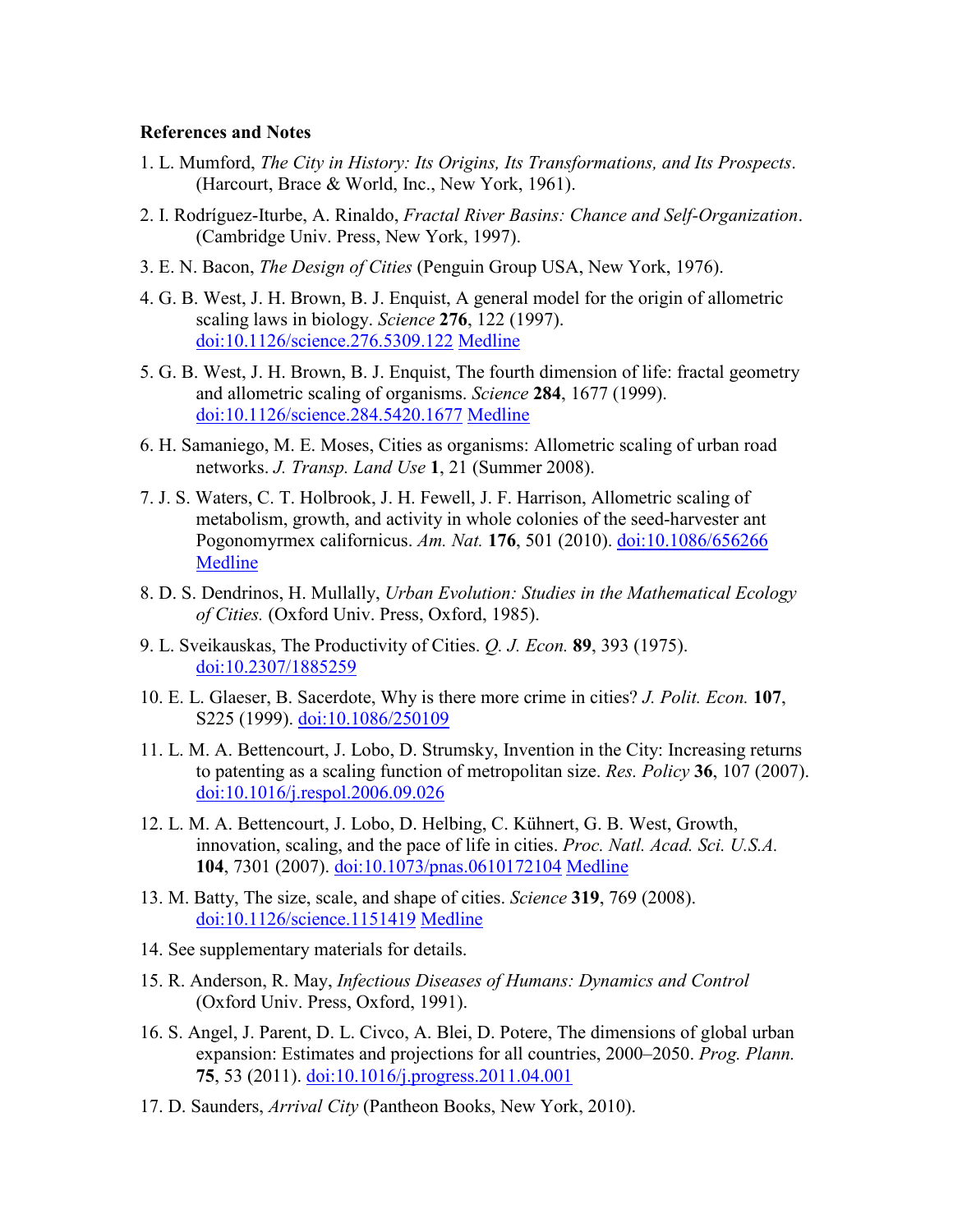### References and Notes

1. L. Mumford, *The City in History: Its Origins, Its Transformations, and Its Prospects*. (Harcourt, Brace & World, Inc., New York, 1961).
2. I. Rodríguez-Iturbe, A. Rinaldo, *Fractal River Basins: Chance and Self-Organization*. (Cambridge Univ. Press, New York, 1997).
3. E. N. Bacon, *The Design of Cities* (Penguin Group USA, New York, 1976).
4. G. B. West, J. H. Brown, B. J. Enquist, A general model for the origin of allometric scaling laws in biology. *Science* **276**, 122 (1997). doi:10.1126/science.276.5309.122 Medline
5. G. B. West, J. H. Brown, B. J. Enquist, The fourth dimension of life: fractal geometry and allometric scaling of organisms. *Science* **284**, 1677 (1999). doi:10.1126/science.284.5420.1677 Medline
6. H. Samaniego, M. E. Moses, Cities as organisms: Allometric scaling of urban road networks. *J. Transp. Land Use* **1**, 21 (Summer 2008).
7. J. S. Waters, C. T. Holbrook, J. H. Fewell, J. F. Harrison, Allometric scaling of metabolism, growth, and activity in whole colonies of the seed-harvester ant Pogonomyrmex californicus. *Am. Nat.* **176**, 501 (2010). doi:10.1086/656266 Medline
8. D. S. Dendrinos, H. Mullally, *Urban Evolution: Studies in the Mathematical Ecology of Cities.* (Oxford Univ. Press, Oxford, 1985).
9. L. Sveikauskas, The Productivity of Cities. *Q. J. Econ.* **89**, 393 (1975). doi:10.2307/1885259
10. E. L. Glaeser, B. Sacerdote, Why is there more crime in cities? *J. Polit. Econ.* **107**, S225 (1999). doi:10.1086/250109
11. L. M. A. Bettencourt, J. Lobo, D. Strumsky, Invention in the City: Increasing returns to patenting as a scaling function of metropolitan size. *Res. Policy* **36**, 107 (2007). doi:10.1016/j.respol.2006.09.026
12. L. M. A. Bettencourt, J. Lobo, D. Helbing, C. Kühnert, G. B. West, Growth, innovation, scaling, and the pace of life in cities. *Proc. Natl. Acad. Sci. U.S.A.* **104**, 7301 (2007). doi:10.1073/pnas.0610172104 Medline
13. M. Batty, The size, scale, and shape of cities. *Science* **319**, 769 (2008). doi:10.1126/science.1151419 Medline
14. See supplementary materials for details.
15. R. Anderson, R. May, *Infectious Diseases of Humans: Dynamics and Control* (Oxford Univ. Press, Oxford, 1991).
16. S. Angel, J. Parent, D. L. Civco, A. Blei, D. Potere, The dimensions of global urban expansion: Estimates and projections for all countries, 2000–2050. *Prog. Plann.* **75**, 53 (2011). doi:10.1016/j.progress.2011.04.001
17. D. Saunders, *Arrival City* (Pantheon Books, New York, 2010).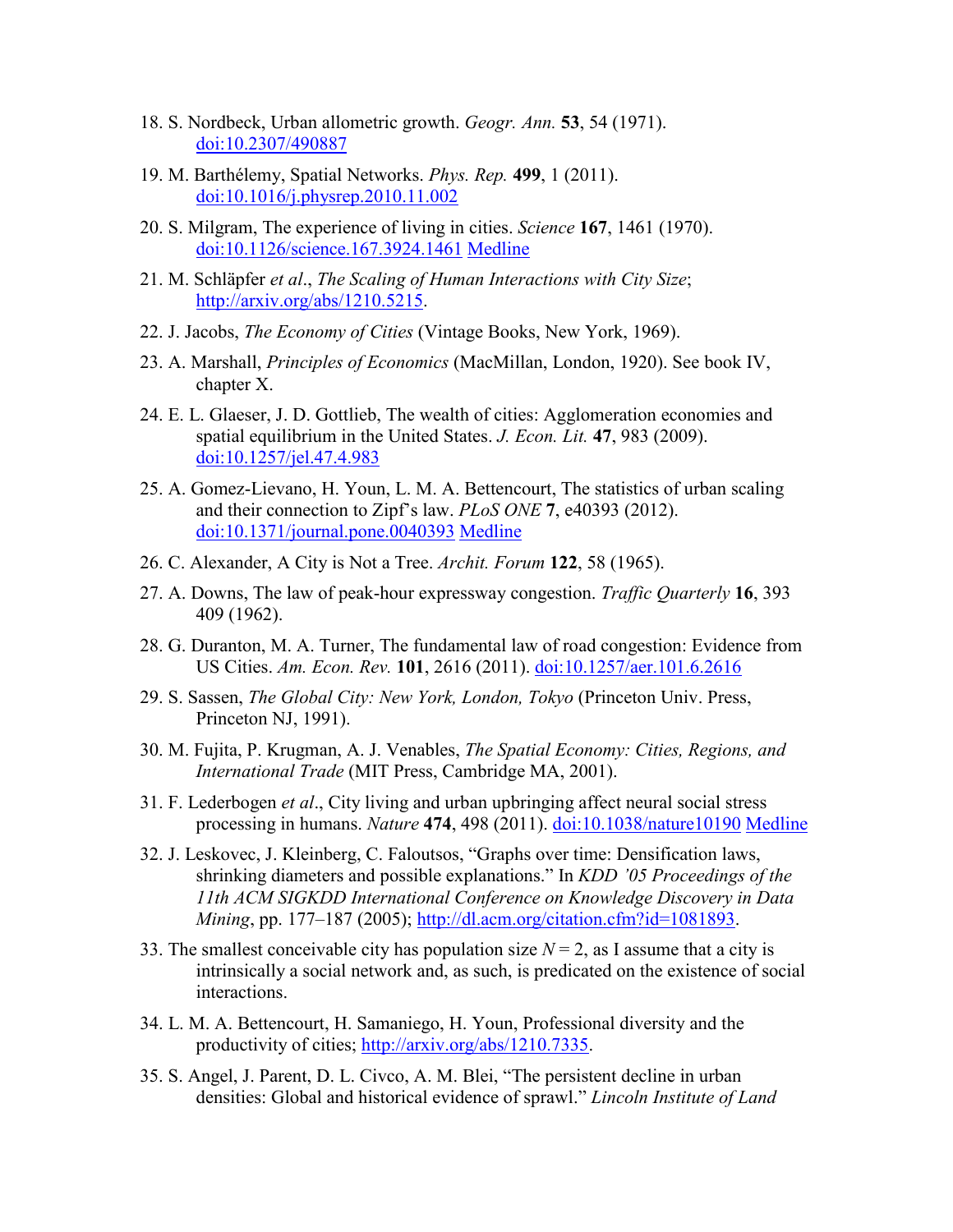18. S. Nordbeck, Urban allometric growth. *Geogr. Ann.* **53**, 54 (1971). doi:10.2307/490887

19. M. Barthélemy, Spatial Networks. *Phys. Rep.* **499**, 1 (2011). doi:10.1016/j.physrep.2010.11.002

20. S. Milgram, The experience of living in cities. *Science* **167**, 1461 (1970). doi:10.1126/science.167.3924.1461 Medline

21. M. Schläpfer *et al*., *The Scaling of Human Interactions with City Size*; http://arxiv.org/abs/1210.5215.

22. J. Jacobs, *The Economy of Cities* (Vintage Books, New York, 1969).

23. A. Marshall, *Principles of Economics* (MacMillan, London, 1920). See book IV, chapter X.

24. E. L. Glaeser, J. D. Gottlieb, The wealth of cities: Agglomeration economies and spatial equilibrium in the United States. *J. Econ. Lit.* **47**, 983 (2009). doi:10.1257/jel.47.4.983

25. A. Gomez-Lievano, H. Youn, L. M. A. Bettencourt, The statistics of urban scaling and their connection to Zipf's law. *PLoS ONE* **7**, e40393 (2012). doi:10.1371/journal.pone.0040393 Medline

26. C. Alexander, A City is Not a Tree. *Archit. Forum* **122**, 58 (1965).

27. A. Downs, The law of peak-hour expressway congestion. *Traffic Quarterly* **16**, 393 409 (1962).

28. G. Duranton, M. A. Turner, The fundamental law of road congestion: Evidence from US Cities. *Am. Econ. Rev.* **101**, 2616 (2011). doi:10.1257/aer.101.6.2616

29. S. Sassen, *The Global City: New York, London, Tokyo* (Princeton Univ. Press, Princeton NJ, 1991).

30. M. Fujita, P. Krugman, A. J. Venables, *The Spatial Economy: Cities, Regions, and International Trade* (MIT Press, Cambridge MA, 2001).

31. F. Lederbogen *et al*., City living and urban upbringing affect neural social stress processing in humans. *Nature* **474**, 498 (2011). doi:10.1038/nature10190 Medline

32. J. Leskovec, J. Kleinberg, C. Faloutsos, "Graphs over time: Densification laws, shrinking diameters and possible explanations." In *KDD '05 Proceedings of the 11th ACM SIGKDD International Conference on Knowledge Discovery in Data Mining*, pp. 177–187 (2005); http://dl.acm.org/citation.cfm?id=1081893.

33. The smallest conceivable city has population size $N = 2$, as I assume that a city is intrinsically a social network and, as such, is predicated on the existence of social interactions.

34. L. M. A. Bettencourt, H. Samaniego, H. Youn, Professional diversity and the productivity of cities; http://arxiv.org/abs/1210.7335.

35. S. Angel, J. Parent, D. L. Civco, A. M. Blei, "The persistent decline in urban densities: Global and historical evidence of sprawl." *Lincoln Institute of Land*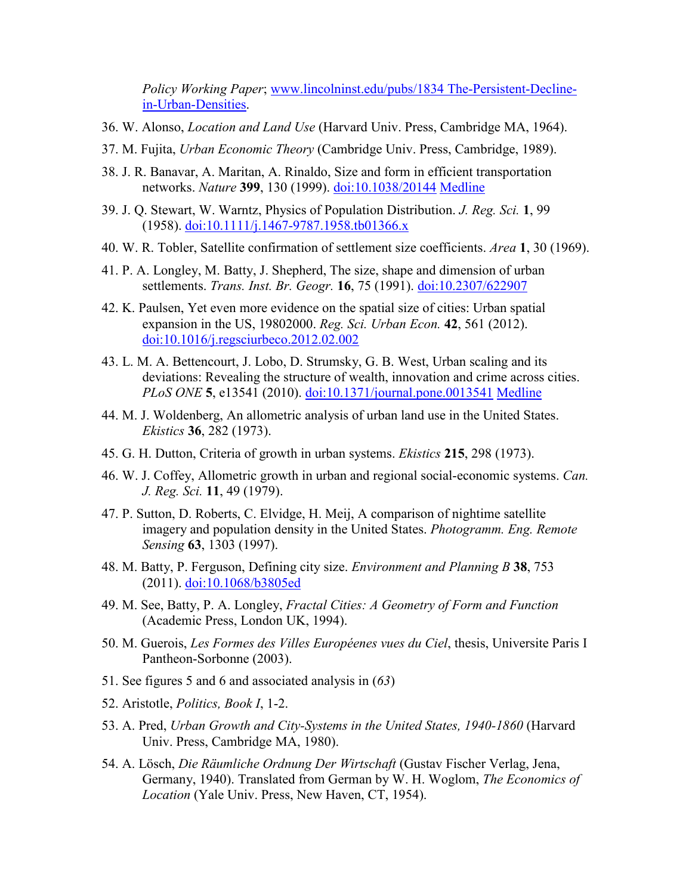*Policy Working Paper*; [www.lincolninst.edu/pubs/1834 The-Persistent-Decline-in-Urban-Densities](www.lincolninst.edu/pubs/1834 The-Persistent-Decline-in-Urban-Densities).

36. W. Alonso, *Location and Land Use* (Harvard Univ. Press, Cambridge MA, 1964).

37. M. Fujita, *Urban Economic Theory* (Cambridge Univ. Press, Cambridge, 1989).

38. J. R. Banavar, A. Maritan, A. Rinaldo, Size and form in efficient transportation networks. *Nature* **399**, 130 (1999). doi:10.1038/20144 Medline

39. J. Q. Stewart, W. Warntz, Physics of Population Distribution. *J. Reg. Sci.* **1**, 99 (1958). doi:10.1111/j.1467-9787.1958.tb01366.x

40. W. R. Tobler, Satellite confirmation of settlement size coefficients. *Area* **1**, 30 (1969).

41. P. A. Longley, M. Batty, J. Shepherd, The size, shape and dimension of urban settlements. *Trans. Inst. Br. Geogr.* **16**, 75 (1991). doi:10.2307/622907

42. K. Paulsen, Yet even more evidence on the spatial size of cities: Urban spatial expansion in the US, 19802000. *Reg. Sci. Urban Econ.* **42**, 561 (2012). doi:10.1016/j.regsciurbeco.2012.02.002

43. L. M. A. Bettencourt, J. Lobo, D. Strumsky, G. B. West, Urban scaling and its deviations: Revealing the structure of wealth, innovation and crime across cities. *PLoS ONE* **5**, e13541 (2010). doi:10.1371/journal.pone.0013541 Medline

44. M. J. Woldenberg, An allometric analysis of urban land use in the United States. *Ekistics* **36**, 282 (1973).

45. G. H. Dutton, Criteria of growth in urban systems. *Ekistics* **215**, 298 (1973).

46. W. J. Coffey, Allometric growth in urban and regional social-economic systems. *Can. J. Reg. Sci.* **11**, 49 (1979).

47. P. Sutton, D. Roberts, C. Elvidge, H. Meij, A comparison of nighttime satellite imagery and population density in the United States. *Photogramm. Eng. Remote Sensing* **63**, 1303 (1997).

48. M. Batty, P. Ferguson, Defining city size. *Environment and Planning B* **38**, 753 (2011). doi:10.1068/b3805ed

49. M. See, Batty, P. A. Longley, *Fractal Cities: A Geometry of Form and Function* (Academic Press, London UK, 1994).

50. M. Guerois, *Les Formes des Villes Européenes vues du Ciel*, thesis, Universite Paris I Pantheon-Sorbonne (2003).

51. See figures 5 and 6 and associated analysis in (*63*)

52. Aristotle, *Politics, Book I*, 1-2.

53. A. Pred, *Urban Growth and City-Systems in the United States, 1940-1860* (Harvard Univ. Press, Cambridge MA, 1980).

54. A. Lösch, *Die Räumliche Ordnung Der Wirtschaft* (Gustav Fischer Verlag, Jena, Germany, 1940). Translated from German by W. H. Woglom, *The Economics of Location* (Yale Univ. Press, New Haven, CT, 1954).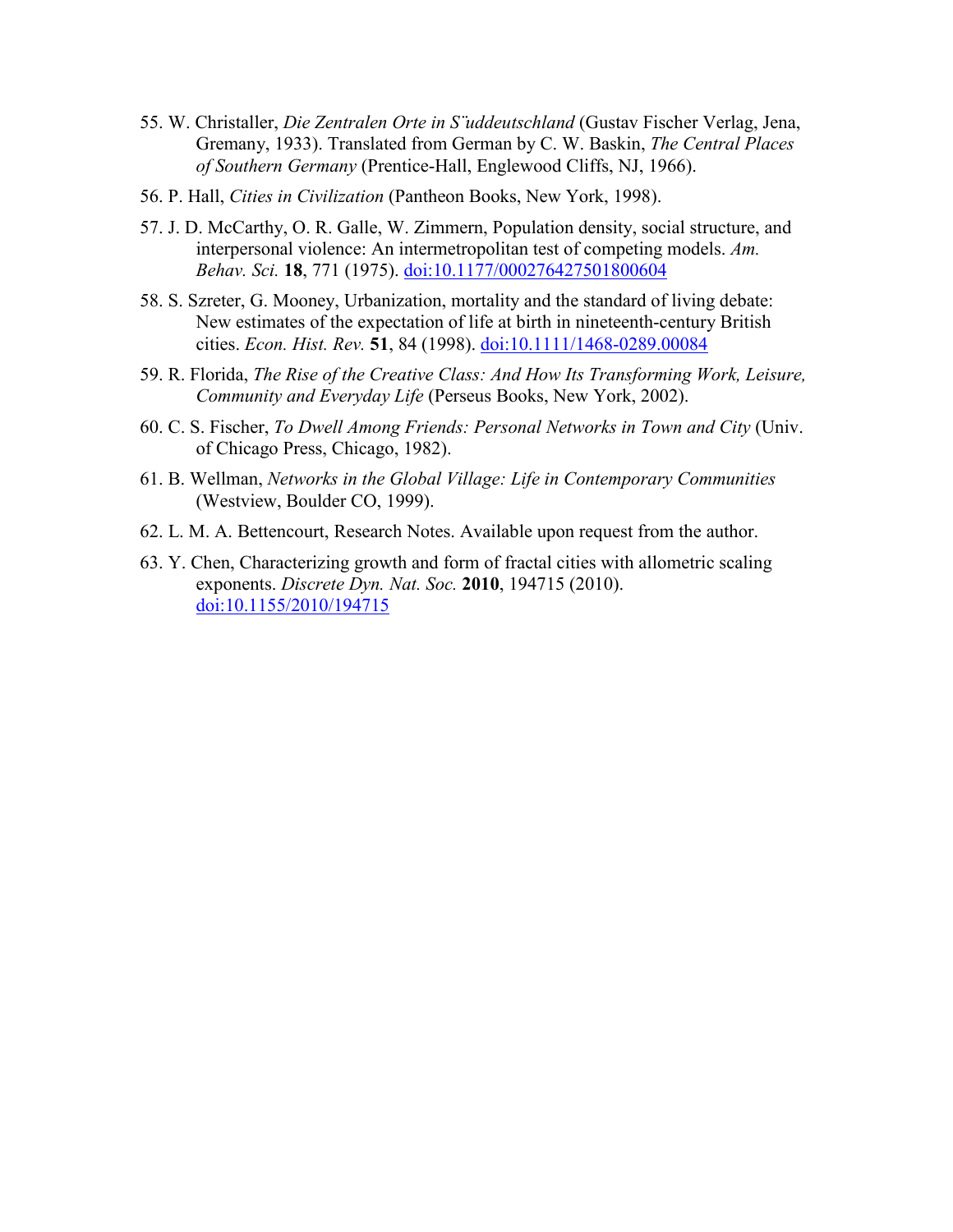55. W. Christaller, *Die Zentralen Orte in S¨uddeutschland* (Gustav Fischer Verlag, Jena, Gremany, 1933). Translated from German by C. W. Baskin, *The Central Places of Southern Germany* (Prentice-Hall, Englewood Cliffs, NJ, 1966).

56. P. Hall, *Cities in Civilization* (Pantheon Books, New York, 1998).

57. J. D. McCarthy, O. R. Galle, W. Zimmern, Population density, social structure, and interpersonal violence: An intermetropolitan test of competing models. *Am. Behav. Sci.* **18**, 771 (1975). doi:10.1177/000276427501800604

58. S. Szreter, G. Mooney, Urbanization, mortality and the standard of living debate: New estimates of the expectation of life at birth in nineteenth-century British cities. *Econ. Hist. Rev.* **51**, 84 (1998). doi:10.1111/1468-0289.00084

59. R. Florida, *The Rise of the Creative Class: And How Its Transforming Work, Leisure, Community and Everyday Life* (Perseus Books, New York, 2002).

60. C. S. Fischer, *To Dwell Among Friends: Personal Networks in Town and City* (Univ. of Chicago Press, Chicago, 1982).

61. B. Wellman, *Networks in the Global Village: Life in Contemporary Communities* (Westview, Boulder CO, 1999).

62. L. M. A. Bettencourt, Research Notes. Available upon request from the author.

63. Y. Chen, Characterizing growth and form of fractal cities with allometric scaling exponents. *Discrete Dyn. Nat. Soc.* **2010**, 194715 (2010). doi:10.1155/2010/194715